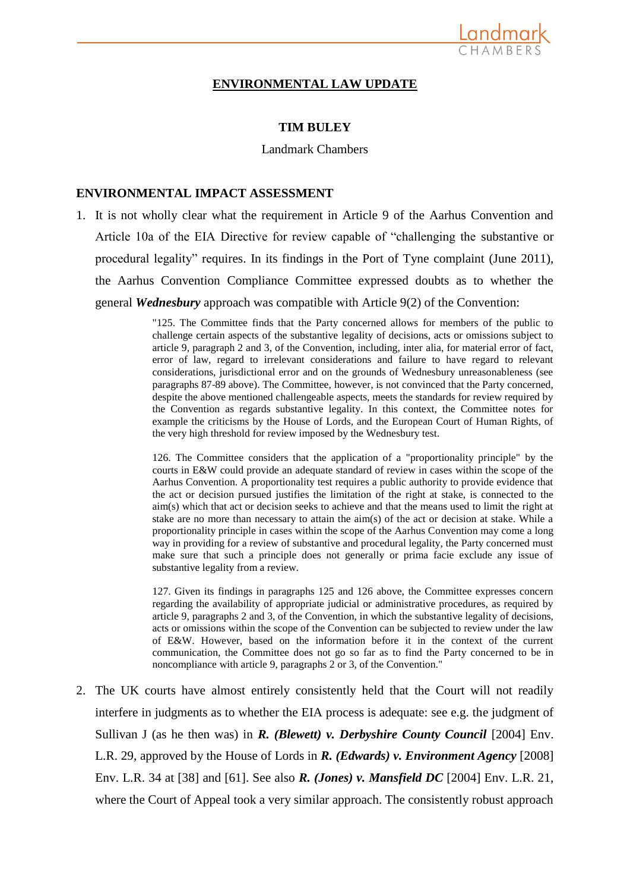# ENVIRONMENTAL LAW UPDATE

**TIM BULEY**

Landmark Chambers

## ENVIRONMENTAL IMPACT ASSESSMENT

1. It is not wholly clear what the requirement in Article 9 of the Aarhus Convention and Article 10a of the EIA Directive for review capable of "challenging the substantive or procedural legality" requires. In its findings in the Port of Tyne complaint (June 2011), the Aarhus Convention Compliance Committee expressed doubts as to whether the general ***Wednesbury*** approach was compatible with Article 9(2) of the Convention:

   > "125. The Committee finds that the Party concerned allows for members of the public to challenge certain aspects of the substantive legality of decisions, acts or omissions subject to article 9, paragraph 2 and 3, of the Convention, including, inter alia, for material error of fact, error of law, regard to irrelevant considerations and failure to have regard to relevant considerations, jurisdictional error and on the grounds of Wednesbury unreasonableness (see paragraphs 87-89 above). The Committee, however, is not convinced that the Party concerned, despite the above mentioned challengeable aspects, meets the standards for review required by the Convention as regards substantive legality. In this context, the Committee notes for example the criticisms by the House of Lords, and the European Court of Human Rights, of the very high threshold for review imposed by the Wednesbury test.
   >
   > 126. The Committee considers that the application of a "proportionality principle" by the courts in E&W could provide an adequate standard of review in cases within the scope of the Aarhus Convention. A proportionality test requires a public authority to provide evidence that the act or decision pursued justifies the limitation of the right at stake, is connected to the aim(s) which that act or decision seeks to achieve and that the means used to limit the right at stake are no more than necessary to attain the aim(s) of the act or decision at stake. While a proportionality principle in cases within the scope of the Aarhus Convention may come a long way in providing for a review of substantive and procedural legality, the Party concerned must make sure that such a principle does not generally or prima facie exclude any issue of substantive legality from a review.
   >
   > 127. Given its findings in paragraphs 125 and 126 above, the Committee expresses concern regarding the availability of appropriate judicial or administrative procedures, as required by article 9, paragraphs 2 and 3, of the Convention, in which the substantive legality of decisions, acts or omissions within the scope of the Convention can be subjected to review under the law of E&W. However, based on the information before it in the context of the current communication, the Committee does not go so far as to find the Party concerned to be in noncompliance with article 9, paragraphs 2 or 3, of the Convention."

2. The UK courts have almost entirely consistently held that the Court will not readily interfere in judgments as to whether the EIA process is adequate: see e.g. the judgment of Sullivan J (as he then was) in ***R. (Blewett) v. Derbyshire County Council*** [2004] Env. L.R. 29, approved by the House of Lords in ***R. (Edwards) v. Environment Agency*** [2008] Env. L.R. 34 at [38] and [61]. See also ***R. (Jones) v. Mansfield DC*** [2004] Env. L.R. 21, where the Court of Appeal took a very similar approach. The consistently robust approach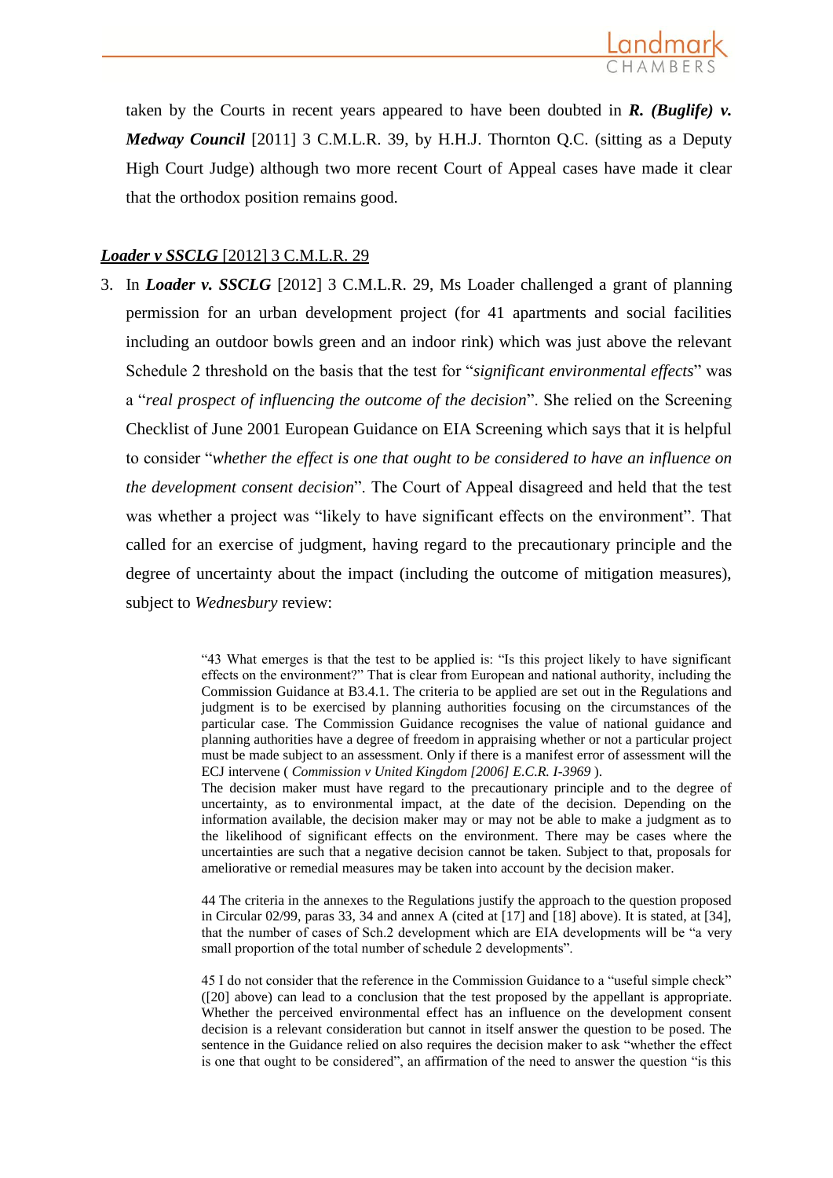taken by the Courts in recent years appeared to have been doubted in ***R. (Buglife) v. Medway Council*** [2011] 3 C.M.L.R. 39, by H.H.J. Thornton Q.C. (sitting as a Deputy High Court Judge) although two more recent Court of Appeal cases have made it clear that the orthodox position remains good.

## ***Loader v SSCLG*** [2012] 3 C.M.L.R. 29

3. In ***Loader v. SSCLG*** [2012] 3 C.M.L.R. 29, Ms Loader challenged a grant of planning permission for an urban development project (for 41 apartments and social facilities including an outdoor bowls green and an indoor rink) which was just above the relevant Schedule 2 threshold on the basis that the test for "*significant environmental effects*" was a "*real prospect of influencing the outcome of the decision*". She relied on the Screening Checklist of June 2001 European Guidance on EIA Screening which says that it is helpful to consider "*whether the effect is one that ought to be considered to have an influence on the development consent decision*". The Court of Appeal disagreed and held that the test was whether a project was "likely to have significant effects on the environment". That called for an exercise of judgment, having regard to the precautionary principle and the degree of uncertainty about the impact (including the outcome of mitigation measures), subject to *Wednesbury* review:

> "43 What emerges is that the test to be applied is: "Is this project likely to have significant effects on the environment?" That is clear from European and national authority, including the Commission Guidance at B3.4.1. The criteria to be applied are set out in the Regulations and judgment is to be exercised by planning authorities focusing on the circumstances of the particular case. The Commission Guidance recognises the value of national guidance and planning authorities have a degree of freedom in appraising whether or not a particular project must be made subject to an assessment. Only if there is a manifest error of assessment will the ECJ intervene ( *Commission v United Kingdom [2006] E.C.R. I-3969* ).
> The decision maker must have regard to the precautionary principle and to the degree of uncertainty, as to environmental impact, at the date of the decision. Depending on the information available, the decision maker may or may not be able to make a judgment as to the likelihood of significant effects on the environment. There may be cases where the uncertainties are such that a negative decision cannot be taken. Subject to that, proposals for ameliorative or remedial measures may be taken into account by the decision maker.
>
> 44 The criteria in the annexes to the Regulations justify the approach to the question proposed in Circular 02/99, paras 33, 34 and annex A (cited at [17] and [18] above). It is stated, at [34], that the number of cases of Sch.2 development which are EIA developments will be "a very small proportion of the total number of schedule 2 developments".
>
> 45 I do not consider that the reference in the Commission Guidance to a "useful simple check" ([20] above) can lead to a conclusion that the test proposed by the appellant is appropriate. Whether the perceived environmental effect has an influence on the development consent decision is a relevant consideration but cannot in itself answer the question to be posed. The sentence in the Guidance relied on also requires the decision maker to ask "whether the effect is one that ought to be considered", an affirmation of the need to answer the question "is this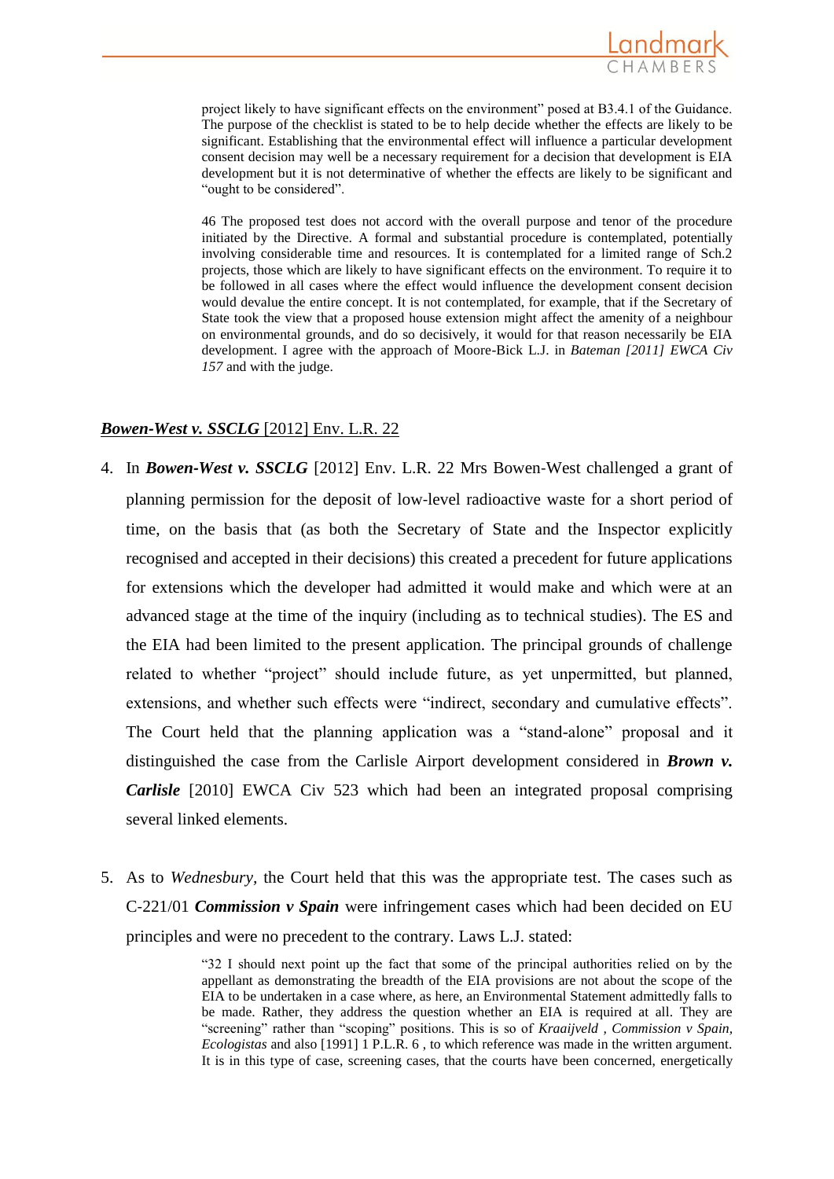project likely to have significant effects on the environment" posed at B3.4.1 of the Guidance. The purpose of the checklist is stated to be to help decide whether the effects are likely to be significant. Establishing that the environmental effect will influence a particular development consent decision may well be a necessary requirement for a decision that development is EIA development but it is not determinative of whether the effects are likely to be significant and "ought to be considered".

> 46 The proposed test does not accord with the overall purpose and tenor of the procedure initiated by the Directive. A formal and substantial procedure is contemplated, potentially involving considerable time and resources. It is contemplated for a limited range of Sch.2 projects, those which are likely to have significant effects on the environment. To require it to be followed in all cases where the effect would influence the development consent decision would devalue the entire concept. It is not contemplated, for example, that if the Secretary of State took the view that a proposed house extension might affect the amenity of a neighbour on environmental grounds, and do so decisively, it would for that reason necessarily be EIA development. I agree with the approach of Moore-Bick L.J. in *Bateman [2011] EWCA Civ 157* and with the judge.

## ***Bowen-West v. SSCLG*** [2012] Env. L.R. 22

4. In ***Bowen-West v. SSCLG*** [2012] Env. L.R. 22 Mrs Bowen-West challenged a grant of planning permission for the deposit of low-level radioactive waste for a short period of time, on the basis that (as both the Secretary of State and the Inspector explicitly recognised and accepted in their decisions) this created a precedent for future applications for extensions which the developer had admitted it would make and which were at an advanced stage at the time of the inquiry (including as to technical studies). The ES and the EIA had been limited to the present application. The principal grounds of challenge related to whether "project" should include future, as yet unpermitted, but planned, extensions, and whether such effects were "indirect, secondary and cumulative effects". The Court held that the planning application was a "stand-alone" proposal and it distinguished the case from the Carlisle Airport development considered in ***Brown v. Carlisle*** [2010] EWCA Civ 523 which had been an integrated proposal comprising several linked elements.

5. As to *Wednesbury*, the Court held that this was the appropriate test. The cases such as C-221/01 ***Commission v Spain*** were infringement cases which had been decided on EU principles and were no precedent to the contrary. Laws L.J. stated:

> "32 I should next point up the fact that some of the principal authorities relied on by the appellant as demonstrating the breadth of the EIA provisions are not about the scope of the EIA to be undertaken in a case where, as here, an Environmental Statement admittedly falls to be made. Rather, they address the question whether an EIA is required at all. They are "screening" rather than "scoping" positions. This is so of *Kraaijveld* , *Commission v Spain, Ecologistas* and also [1991] 1 P.L.R. 6 , to which reference was made in the written argument. It is in this type of case, screening cases, that the courts have been concerned, energetically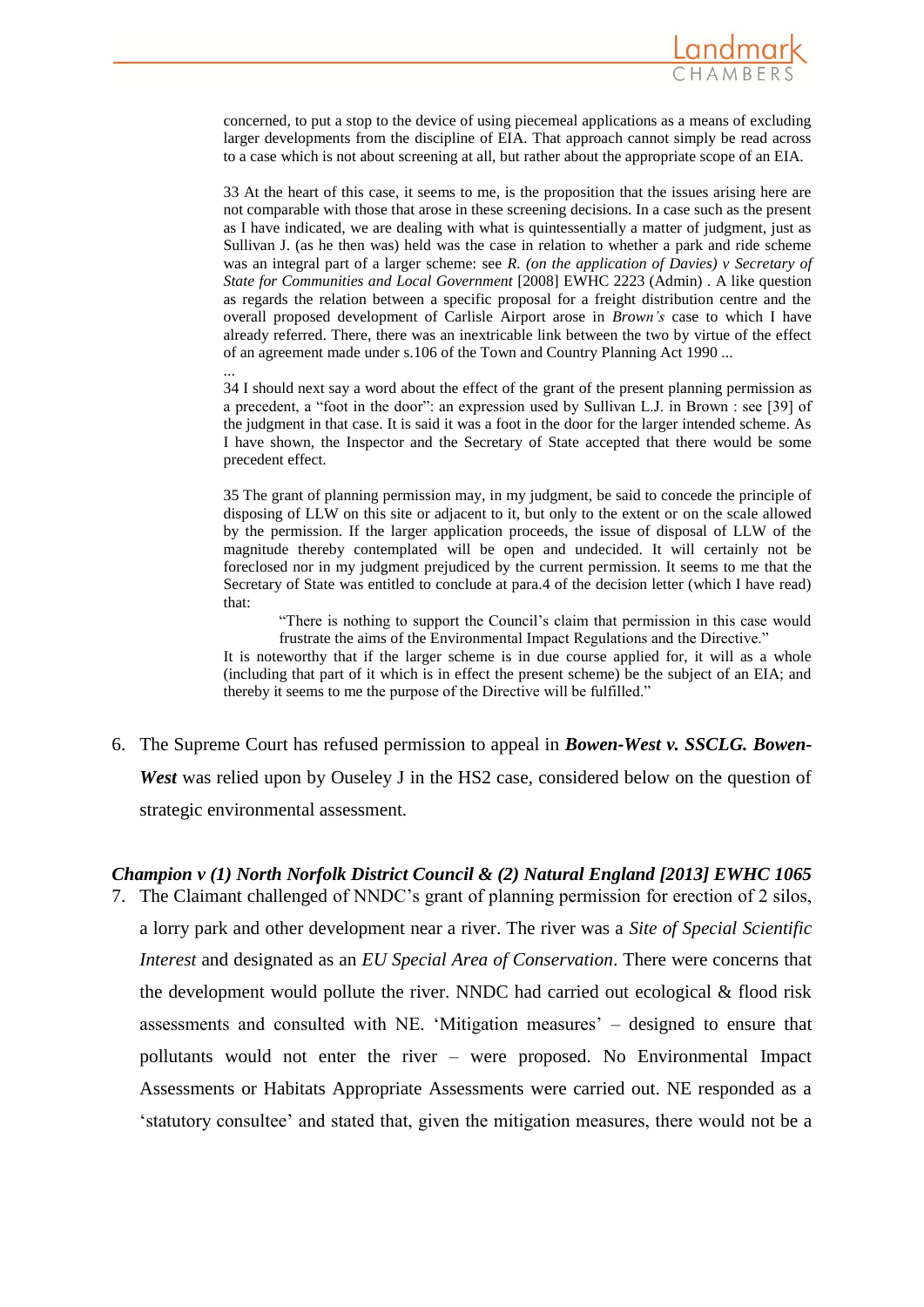> concerned, to put a stop to the device of using piecemeal applications as a means of excluding larger developments from the discipline of EIA. That approach cannot simply be read across to a case which is not about screening at all, but rather about the appropriate scope of an EIA.
>
> 33 At the heart of this case, it seems to me, is the proposition that the issues arising here are not comparable with those that arose in these screening decisions. In a case such as the present as I have indicated, we are dealing with what is quintessentially a matter of judgment, just as Sullivan J. (as he then was) held was the case in relation to whether a park and ride scheme was an integral part of a larger scheme: see *R. (on the application of Davies) v Secretary of State for Communities and Local Government* [2008] EWHC 2223 (Admin) . A like question as regards the relation between a specific proposal for a freight distribution centre and the overall proposed development of Carlisle Airport arose in *Brown's* case to which I have already referred. There, there was an inextricable link between the two by virtue of the effect of an agreement made under s.106 of the Town and Country Planning Act 1990 ...
>
> ...
>
> 34 I should next say a word about the effect of the grant of the present planning permission as a precedent, a "foot in the door": an expression used by Sullivan L.J. in Brown : see [39] of the judgment in that case. It is said it was a foot in the door for the larger intended scheme. As I have shown, the Inspector and the Secretary of State accepted that there would be some precedent effect.
>
> 35 The grant of planning permission may, in my judgment, be said to concede the principle of disposing of LLW on this site or adjacent to it, but only to the extent or on the scale allowed by the permission. If the larger application proceeds, the issue of disposal of LLW of the magnitude thereby contemplated will be open and undecided. It will certainly not be foreclosed nor in my judgment prejudiced by the current permission. It seems to me that the Secretary of State was entitled to conclude at para.4 of the decision letter (which I have read) that:
>
> > "There is nothing to support the Council's claim that permission in this case would frustrate the aims of the Environmental Impact Regulations and the Directive."
>
> It is noteworthy that if the larger scheme is in due course applied for, it will as a whole (including that part of it which is in effect the present scheme) be the subject of an EIA; and thereby it seems to me the purpose of the Directive will be fulfilled."

6. The Supreme Court has refused permission to appeal in ***Bowen-West v. SSCLG. Bowen-West*** was relied upon by Ouseley J in the HS2 case, considered below on the question of strategic environmental assessment.

### *Champion v (1) North Norfolk District Council & (2) Natural England [2013] EWHC 1065*

7. The Claimant challenged of NNDC's grant of planning permission for erection of 2 silos, a lorry park and other development near a river. The river was a *Site of Special Scientific Interest* and designated as an *EU Special Area of Conservation*. There were concerns that the development would pollute the river. NNDC had carried out ecological & flood risk assessments and consulted with NE. 'Mitigation measures' – designed to ensure that pollutants would not enter the river – were proposed. No Environmental Impact Assessments or Habitats Appropriate Assessments were carried out. NE responded as a 'statutory consultee' and stated that, given the mitigation measures, there would not be a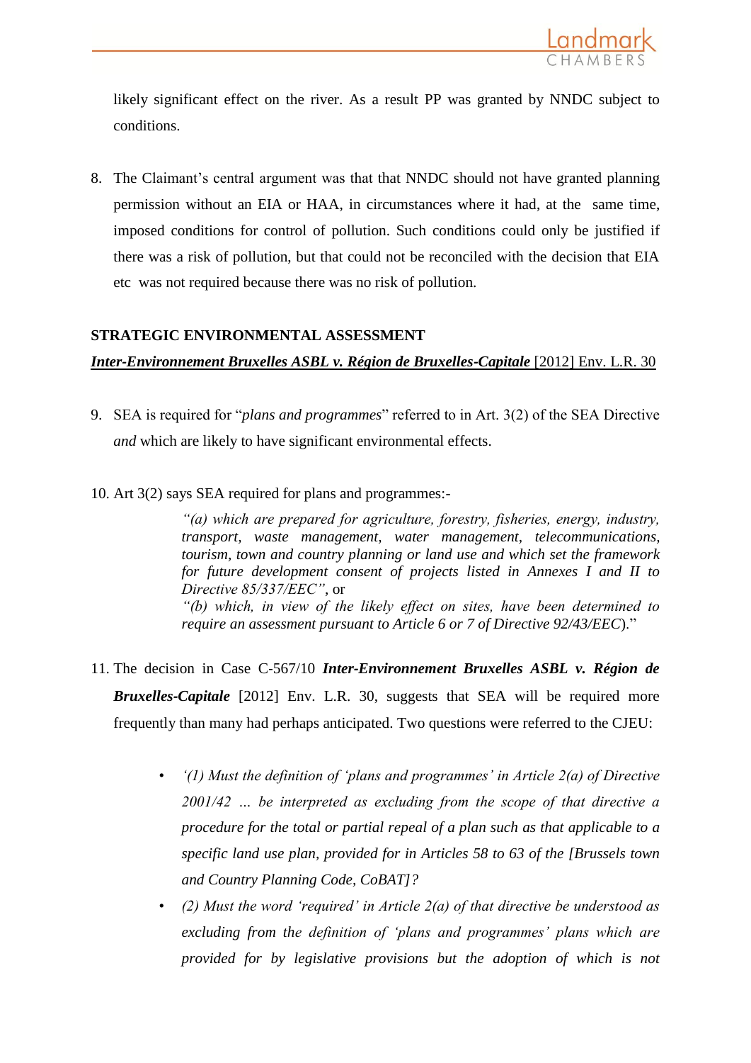likely significant effect on the river. As a result PP was granted by NNDC subject to conditions.

8. The Claimant's central argument was that that NNDC should not have granted planning permission without an EIA or HAA, in circumstances where it had, at the same time, imposed conditions for control of pollution. Such conditions could only be justified if there was a risk of pollution, but that could not be reconciled with the decision that EIA etc was not required because there was no risk of pollution.

## STRATEGIC ENVIRONMENTAL ASSESSMENT

***Inter-Environnement Bruxelles ASBL v. Région de Bruxelles-Capitale*** [2012] Env. L.R. 30

9. SEA is required for "*plans and programmes*" referred to in Art. 3(2) of the SEA Directive *and* which are likely to have significant environmental effects.

10. Art 3(2) says SEA required for plans and programmes:-

> *"(a) which are prepared for agriculture, forestry, fisheries, energy, industry, transport, waste management, water management, telecommunications, tourism, town and country planning or land use and which set the framework for future development consent of projects listed in Annexes I and II to Directive 85/337/EEC"*, or
> *"(b) which, in view of the likely effect on sites, have been determined to require an assessment pursuant to Article 6 or 7 of Directive 92/43/EEC*)."

11. The decision in Case C-567/10 ***Inter-Environnement Bruxelles ASBL v. Région de Bruxelles-Capitale*** [2012] Env. L.R. 30, suggests that SEA will be required more frequently than many had perhaps anticipated. Two questions were referred to the CJEU:

    - *'(1) Must the definition of 'plans and programmes' in Article 2(a) of Directive 2001/42 ... be interpreted as excluding from the scope of that directive a procedure for the total or partial repeal of a plan such as that applicable to a specific land use plan, provided for in Articles 58 to 63 of the [Brussels town and Country Planning Code, CoBAT]?*
    - *(2) Must the word 'required' in Article 2(a) of that directive be understood as excluding from the definition of 'plans and programmes' plans which are provided for by legislative provisions but the adoption of which is not*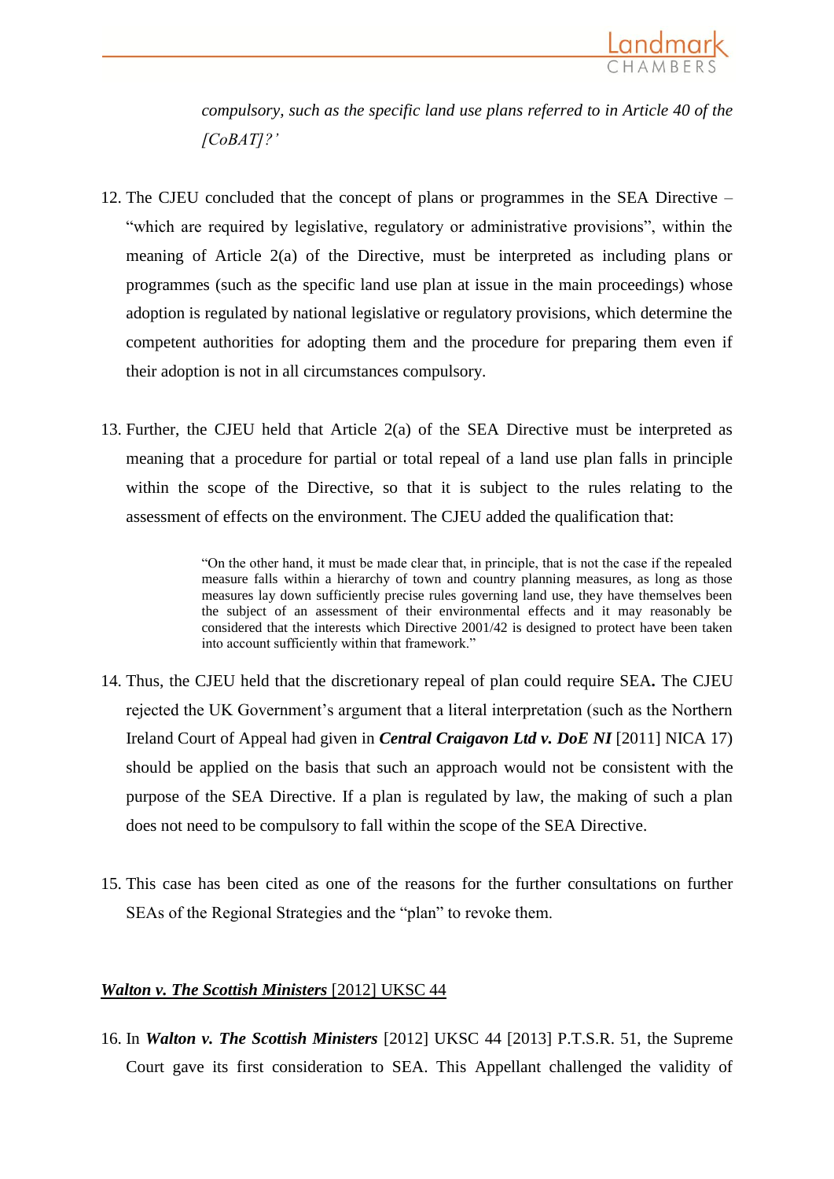*compulsory, such as the specific land use plans referred to in Article 40 of the [CoBAT]?'*

12. The CJEU concluded that the concept of plans or programmes in the SEA Directive – "which are required by legislative, regulatory or administrative provisions", within the meaning of Article 2(a) of the Directive, must be interpreted as including plans or programmes (such as the specific land use plan at issue in the main proceedings) whose adoption is regulated by national legislative or regulatory provisions, which determine the competent authorities for adopting them and the procedure for preparing them even if their adoption is not in all circumstances compulsory.

13. Further, the CJEU held that Article 2(a) of the SEA Directive must be interpreted as meaning that a procedure for partial or total repeal of a land use plan falls in principle within the scope of the Directive, so that it is subject to the rules relating to the assessment of effects on the environment. The CJEU added the qualification that:

> "On the other hand, it must be made clear that, in principle, that is not the case if the repealed measure falls within a hierarchy of town and country planning measures, as long as those measures lay down sufficiently precise rules governing land use, they have themselves been the subject of an assessment of their environmental effects and it may reasonably be considered that the interests which Directive 2001/42 is designed to protect have been taken into account sufficiently within that framework."

14. Thus, the CJEU held that the discretionary repeal of plan could require SEA**.** The CJEU rejected the UK Government's argument that a literal interpretation (such as the Northern Ireland Court of Appeal had given in ***Central Craigavon Ltd v. DoE NI*** [2011] NICA 17) should be applied on the basis that such an approach would not be consistent with the purpose of the SEA Directive. If a plan is regulated by law, the making of such a plan does not need to be compulsory to fall within the scope of the SEA Directive.

15. This case has been cited as one of the reasons for the further consultations on further SEAs of the Regional Strategies and the "plan" to revoke them.

***Walton v. The Scottish Ministers*** [2012] UKSC 44

16. In ***Walton v. The Scottish Ministers*** [2012] UKSC 44 [2013] P.T.S.R. 51, the Supreme Court gave its first consideration to SEA. This Appellant challenged the validity of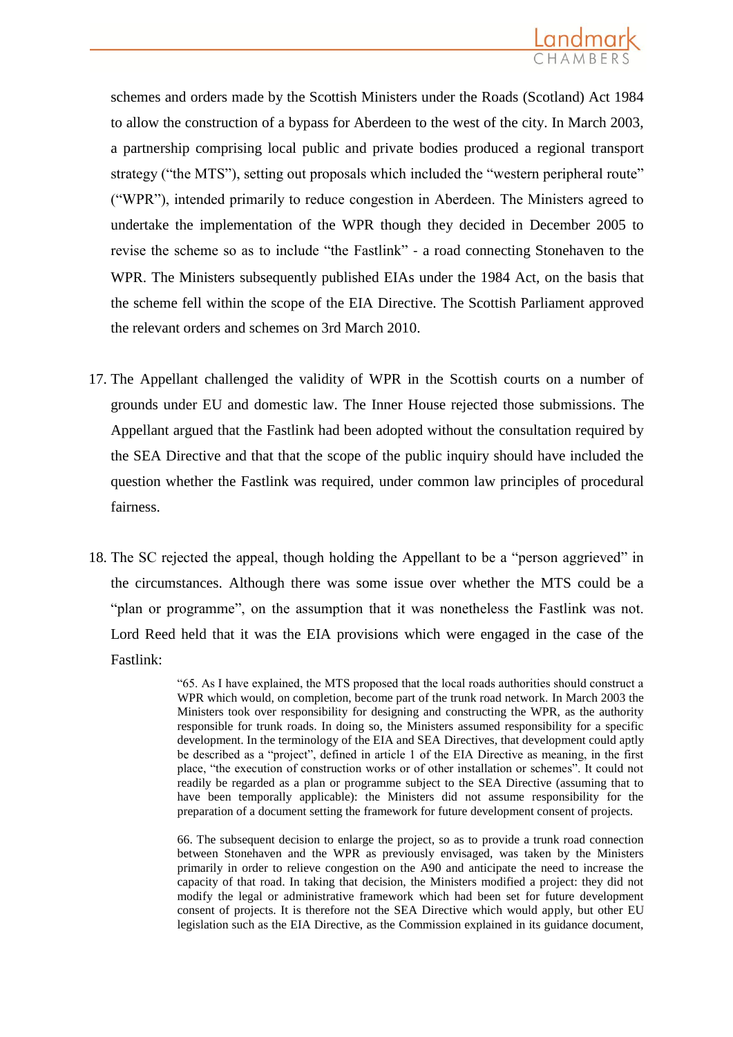schemes and orders made by the Scottish Ministers under the Roads (Scotland) Act 1984 to allow the construction of a bypass for Aberdeen to the west of the city. In March 2003, a partnership comprising local public and private bodies produced a regional transport strategy ("the MTS"), setting out proposals which included the "western peripheral route" ("WPR"), intended primarily to reduce congestion in Aberdeen. The Ministers agreed to undertake the implementation of the WPR though they decided in December 2005 to revise the scheme so as to include "the Fastlink" - a road connecting Stonehaven to the WPR. The Ministers subsequently published EIAs under the 1984 Act, on the basis that the scheme fell within the scope of the EIA Directive. The Scottish Parliament approved the relevant orders and schemes on 3rd March 2010.

17. The Appellant challenged the validity of WPR in the Scottish courts on a number of grounds under EU and domestic law. The Inner House rejected those submissions. The Appellant argued that the Fastlink had been adopted without the consultation required by the SEA Directive and that that the scope of the public inquiry should have included the question whether the Fastlink was required, under common law principles of procedural fairness.

18. The SC rejected the appeal, though holding the Appellant to be a "person aggrieved" in the circumstances. Although there was some issue over whether the MTS could be a "plan or programme", on the assumption that it was nonetheless the Fastlink was not. Lord Reed held that it was the EIA provisions which were engaged in the case of the Fastlink:

> "65. As I have explained, the MTS proposed that the local roads authorities should construct a WPR which would, on completion, become part of the trunk road network. In March 2003 the Ministers took over responsibility for designing and constructing the WPR, as the authority responsible for trunk roads. In doing so, the Ministers assumed responsibility for a specific development. In the terminology of the EIA and SEA Directives, that development could aptly be described as a "project", defined in article 1 of the EIA Directive as meaning, in the first place, "the execution of construction works or of other installation or schemes". It could not readily be regarded as a plan or programme subject to the SEA Directive (assuming that to have been temporally applicable): the Ministers did not assume responsibility for the preparation of a document setting the framework for future development consent of projects.
>
> 66. The subsequent decision to enlarge the project, so as to provide a trunk road connection between Stonehaven and the WPR as previously envisaged, was taken by the Ministers primarily in order to relieve congestion on the A90 and anticipate the need to increase the capacity of that road. In taking that decision, the Ministers modified a project: they did not modify the legal or administrative framework which had been set for future development consent of projects. It is therefore not the SEA Directive which would apply, but other EU legislation such as the EIA Directive, as the Commission explained in its guidance document,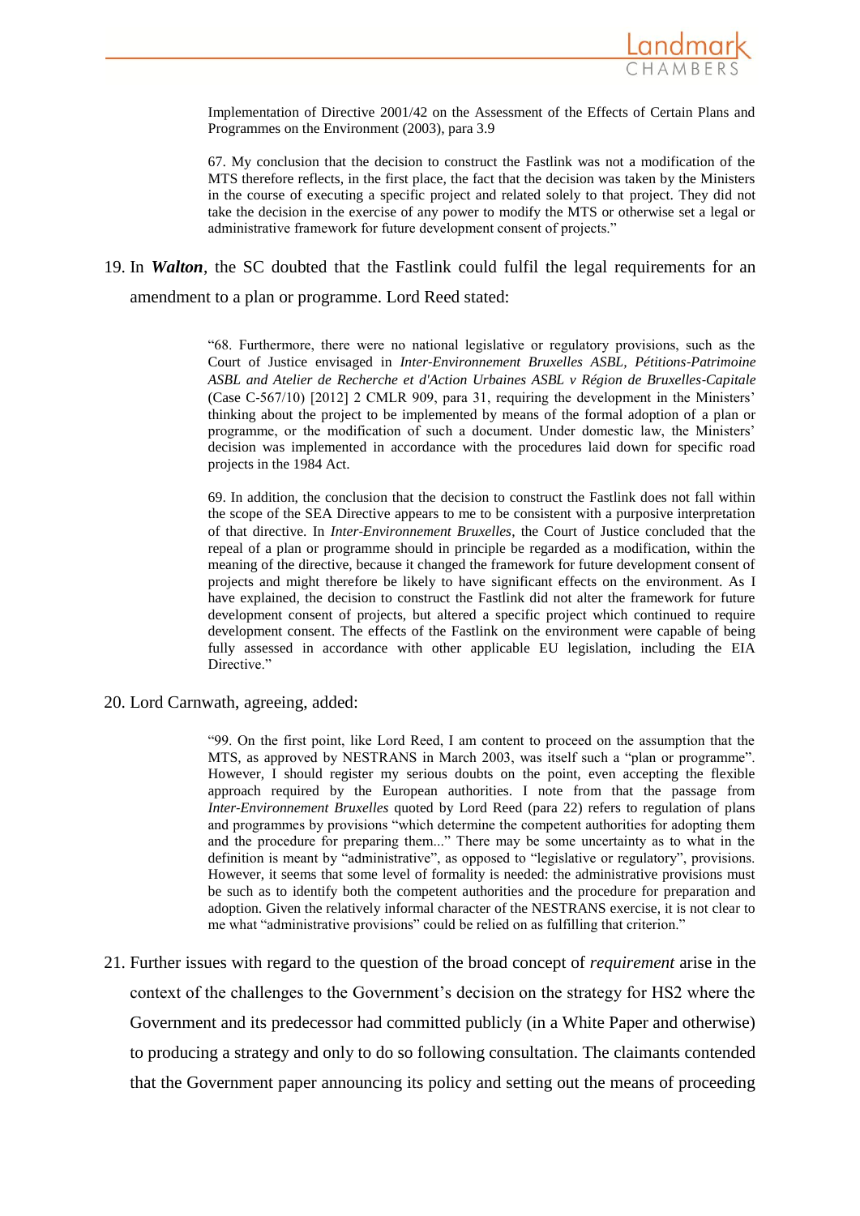Implementation of Directive 2001/42 on the Assessment of the Effects of Certain Plans and Programmes on the Environment (2003), para 3.9

> 67. My conclusion that the decision to construct the Fastlink was not a modification of the MTS therefore reflects, in the first place, the fact that the decision was taken by the Ministers in the course of executing a specific project and related solely to that project. They did not take the decision in the exercise of any power to modify the MTS or otherwise set a legal or administrative framework for future development consent of projects."

19. In ***Walton***, the SC doubted that the Fastlink could fulfil the legal requirements for an amendment to a plan or programme. Lord Reed stated:

> "68. Furthermore, there were no national legislative or regulatory provisions, such as the Court of Justice envisaged in *Inter-Environnement Bruxelles ASBL, Pétitions-Patrimoine ASBL and Atelier de Recherche et d'Action Urbaines ASBL v Région de Bruxelles-Capitale* (Case C-567/10) [2012] 2 CMLR 909, para 31, requiring the development in the Ministers' thinking about the project to be implemented by means of the formal adoption of a plan or programme, or the modification of such a document. Under domestic law, the Ministers' decision was implemented in accordance with the procedures laid down for specific road projects in the 1984 Act.
>
> 69. In addition, the conclusion that the decision to construct the Fastlink does not fall within the scope of the SEA Directive appears to me to be consistent with a purposive interpretation of that directive. In *Inter-Environnement Bruxelles*, the Court of Justice concluded that the repeal of a plan or programme should in principle be regarded as a modification, within the meaning of the directive, because it changed the framework for future development consent of projects and might therefore be likely to have significant effects on the environment. As I have explained, the decision to construct the Fastlink did not alter the framework for future development consent of projects, but altered a specific project which continued to require development consent. The effects of the Fastlink on the environment were capable of being fully assessed in accordance with other applicable EU legislation, including the EIA Directive."

20. Lord Carnwath, agreeing, added:

> "99. On the first point, like Lord Reed, I am content to proceed on the assumption that the MTS, as approved by NESTRANS in March 2003, was itself such a "plan or programme". However, I should register my serious doubts on the point, even accepting the flexible approach required by the European authorities. I note from that the passage from *Inter-Environnement Bruxelles* quoted by Lord Reed (para 22) refers to regulation of plans and programmes by provisions "which determine the competent authorities for adopting them and the procedure for preparing them..." There may be some uncertainty as to what in the definition is meant by "administrative", as opposed to "legislative or regulatory", provisions. However, it seems that some level of formality is needed: the administrative provisions must be such as to identify both the competent authorities and the procedure for preparation and adoption. Given the relatively informal character of the NESTRANS exercise, it is not clear to me what "administrative provisions" could be relied on as fulfilling that criterion."

21. Further issues with regard to the question of the broad concept of *requirement* arise in the context of the challenges to the Government's decision on the strategy for HS2 where the Government and its predecessor had committed publicly (in a White Paper and otherwise) to producing a strategy and only to do so following consultation. The claimants contended that the Government paper announcing its policy and setting out the means of proceeding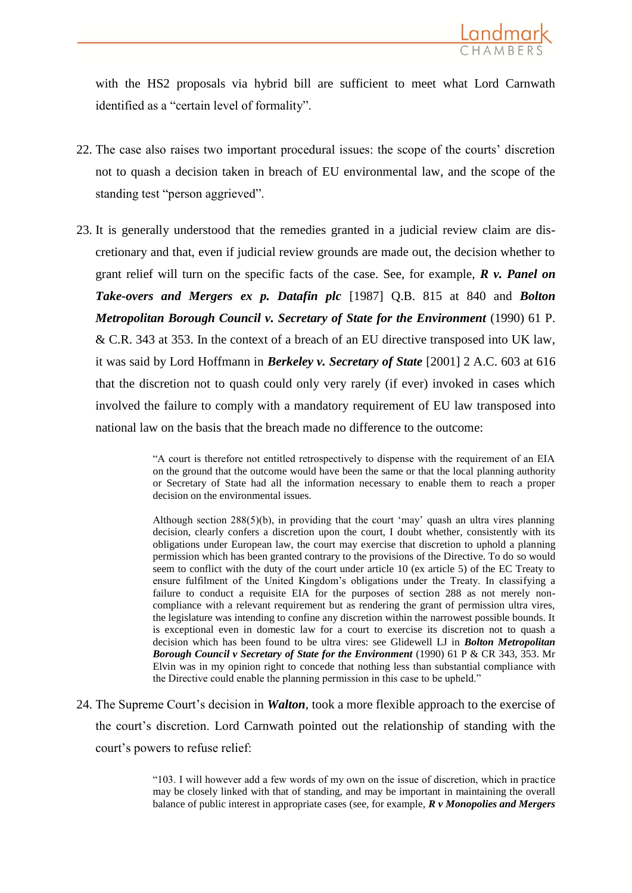with the HS2 proposals via hybrid bill are sufficient to meet what Lord Carnwath identified as a "certain level of formality".

22. The case also raises two important procedural issues: the scope of the courts' discretion not to quash a decision taken in breach of EU environmental law, and the scope of the standing test "person aggrieved".

23. It is generally understood that the remedies granted in a judicial review claim are discretionary and that, even if judicial review grounds are made out, the decision whether to grant relief will turn on the specific facts of the case. See, for example, ***R v. Panel on Take-overs and Mergers ex p. Datafin plc*** [1987] Q.B. 815 at 840 and ***Bolton Metropolitan Borough Council v. Secretary of State for the Environment*** (1990) 61 P. & C.R. 343 at 353. In the context of a breach of an EU directive transposed into UK law, it was said by Lord Hoffmann in ***Berkeley v. Secretary of State*** [2001] 2 A.C. 603 at 616 that the discretion not to quash could only very rarely (if ever) invoked in cases which involved the failure to comply with a mandatory requirement of EU law transposed into national law on the basis that the breach made no difference to the outcome:

> "A court is therefore not entitled retrospectively to dispense with the requirement of an EIA on the ground that the outcome would have been the same or that the local planning authority or Secretary of State had all the information necessary to enable them to reach a proper decision on the environmental issues.
>
> Although section 288(5)(b), in providing that the court 'may' quash an ultra vires planning decision, clearly confers a discretion upon the court, I doubt whether, consistently with its obligations under European law, the court may exercise that discretion to uphold a planning permission which has been granted contrary to the provisions of the Directive. To do so would seem to conflict with the duty of the court under article 10 (ex article 5) of the EC Treaty to ensure fulfilment of the United Kingdom's obligations under the Treaty. In classifying a failure to conduct a requisite EIA for the purposes of section 288 as not merely non-compliance with a relevant requirement but as rendering the grant of permission ultra vires, the legislature was intending to confine any discretion within the narrowest possible bounds. It is exceptional even in domestic law for a court to exercise its discretion not to quash a decision which has been found to be ultra vires: see Glidewell LJ in ***Bolton Metropolitan Borough Council v Secretary of State for the Environment*** (1990) 61 P & CR 343, 353. Mr Elvin was in my opinion right to concede that nothing less than substantial compliance with the Directive could enable the planning permission in this case to be upheld."

24. The Supreme Court's decision in ***Walton***, took a more flexible approach to the exercise of the court's discretion. Lord Carnwath pointed out the relationship of standing with the court's powers to refuse relief:

> "103. I will however add a few words of my own on the issue of discretion, which in practice may be closely linked with that of standing, and may be important in maintaining the overall balance of public interest in appropriate cases (see, for example, ***R v Monopolies and Mergers***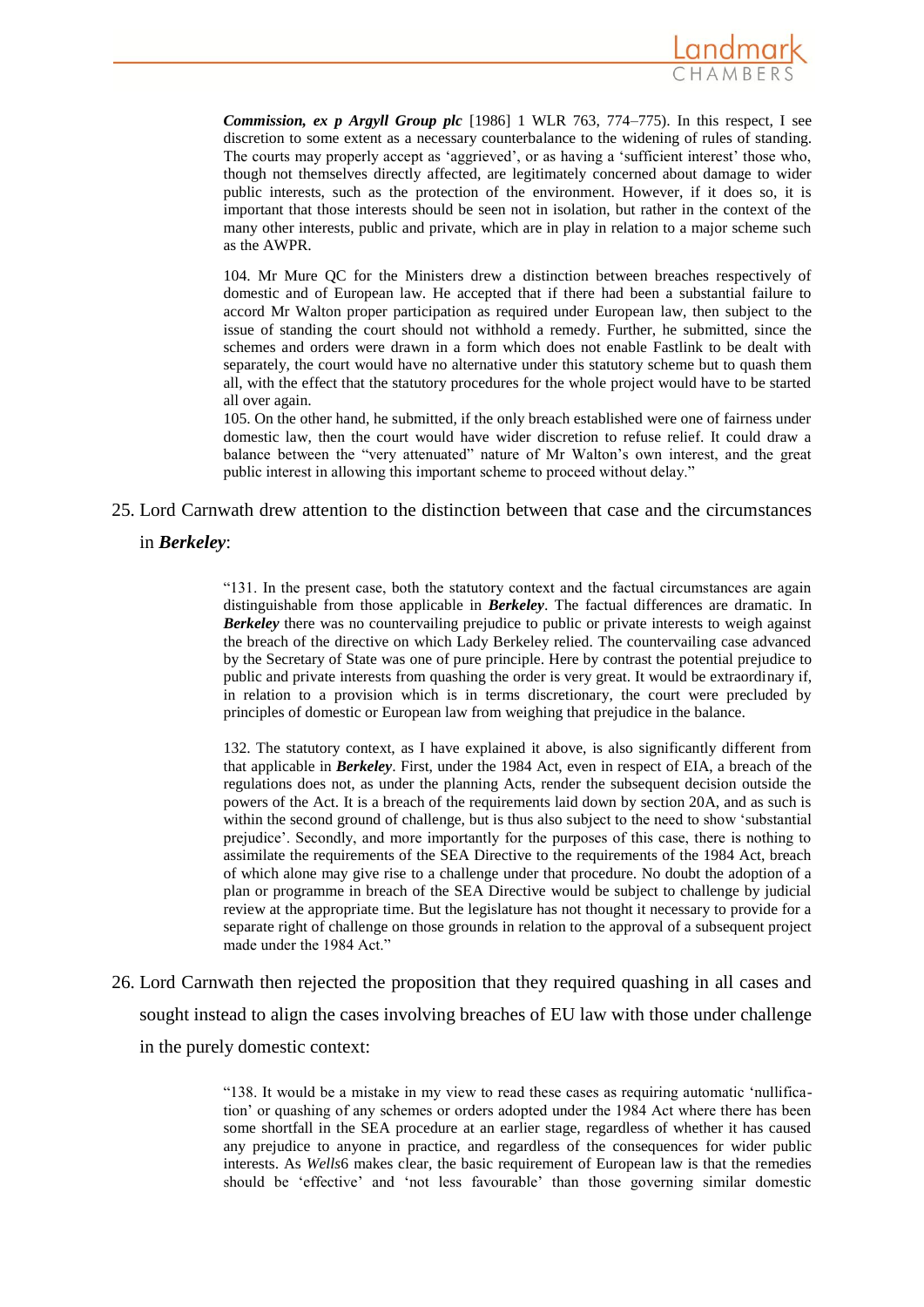> ***Commission, ex p Argyll Group plc*** [1986] 1 WLR 763, 774–775). In this respect, I see discretion to some extent as a necessary counterbalance to the widening of rules of standing. The courts may properly accept as 'aggrieved', or as having a 'sufficient interest' those who, though not themselves directly affected, are legitimately concerned about damage to wider public interests, such as the protection of the environment. However, if it does so, it is important that those interests should be seen not in isolation, but rather in the context of the many other interests, public and private, which are in play in relation to a major scheme such as the AWPR.
>
> 104. Mr Mure QC for the Ministers drew a distinction between breaches respectively of domestic and of European law. He accepted that if there had been a substantial failure to accord Mr Walton proper participation as required under European law, then subject to the issue of standing the court should not withhold a remedy. Further, he submitted, since the schemes and orders were drawn in a form which does not enable Fastlink to be dealt with separately, the court would have no alternative under this statutory scheme but to quash them all, with the effect that the statutory procedures for the whole project would have to be started all over again.
>
> 105. On the other hand, he submitted, if the only breach established were one of fairness under domestic law, then the court would have wider discretion to refuse relief. It could draw a balance between the "very attenuated" nature of Mr Walton's own interest, and the great public interest in allowing this important scheme to proceed without delay."

25. Lord Carnwath drew attention to the distinction between that case and the circumstances in ***Berkeley***:

> "131. In the present case, both the statutory context and the factual circumstances are again distinguishable from those applicable in ***Berkeley***. The factual differences are dramatic. In ***Berkeley*** there was no countervailing prejudice to public or private interests to weigh against the breach of the directive on which Lady Berkeley relied. The countervailing case advanced by the Secretary of State was one of pure principle. Here by contrast the potential prejudice to public and private interests from quashing the order is very great. It would be extraordinary if, in relation to a provision which is in terms discretionary, the court were precluded by principles of domestic or European law from weighing that prejudice in the balance.
>
> 132. The statutory context, as I have explained it above, is also significantly different from that applicable in ***Berkeley***. First, under the 1984 Act, even in respect of EIA, a breach of the regulations does not, as under the planning Acts, render the subsequent decision outside the powers of the Act. It is a breach of the requirements laid down by section 20A, and as such is within the second ground of challenge, but is thus also subject to the need to show 'substantial prejudice'. Secondly, and more importantly for the purposes of this case, there is nothing to assimilate the requirements of the SEA Directive to the requirements of the 1984 Act, breach of which alone may give rise to a challenge under that procedure. No doubt the adoption of a plan or programme in breach of the SEA Directive would be subject to challenge by judicial review at the appropriate time. But the legislature has not thought it necessary to provide for a separate right of challenge on those grounds in relation to the approval of a subsequent project made under the 1984 Act."

26. Lord Carnwath then rejected the proposition that they required quashing in all cases and sought instead to align the cases involving breaches of EU law with those under challenge in the purely domestic context:

> "138. It would be a mistake in my view to read these cases as requiring automatic 'nullification' or quashing of any schemes or orders adopted under the 1984 Act where there has been some shortfall in the SEA procedure at an earlier stage, regardless of whether it has caused any prejudice to anyone in practice, and regardless of the consequences for wider public interests. As *Wells*6 makes clear, the basic requirement of European law is that the remedies should be 'effective' and 'not less favourable' than those governing similar domestic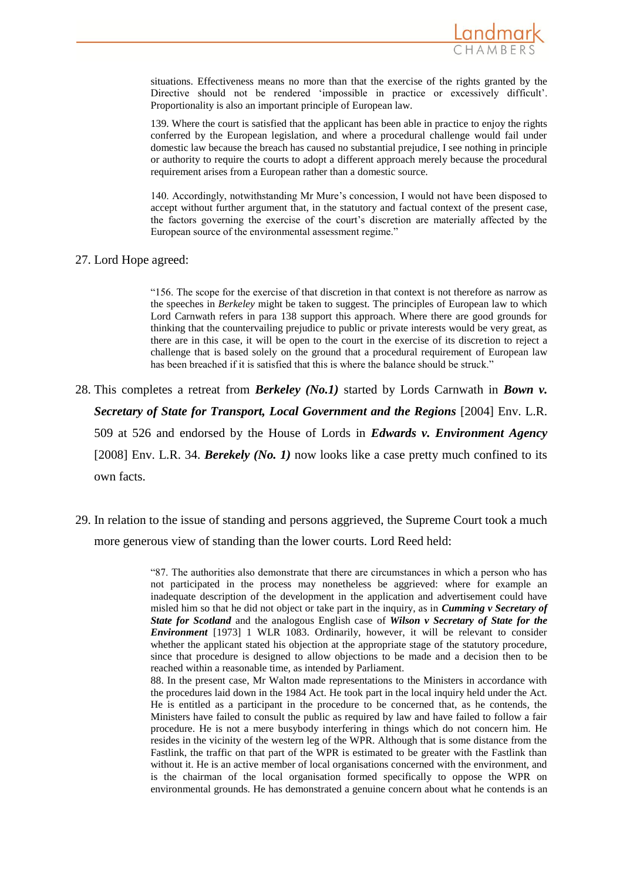> situations. Effectiveness means no more than that the exercise of the rights granted by the Directive should not be rendered 'impossible in practice or excessively difficult'. Proportionality is also an important principle of European law.
>
> 139. Where the court is satisfied that the applicant has been able in practice to enjoy the rights conferred by the European legislation, and where a procedural challenge would fail under domestic law because the breach has caused no substantial prejudice, I see nothing in principle or authority to require the courts to adopt a different approach merely because the procedural requirement arises from a European rather than a domestic source.
>
> 140. Accordingly, notwithstanding Mr Mure's concession, I would not have been disposed to accept without further argument that, in the statutory and factual context of the present case, the factors governing the exercise of the court's discretion are materially affected by the European source of the environmental assessment regime."

27. Lord Hope agreed:

> "156. The scope for the exercise of that discretion in that context is not therefore as narrow as the speeches in *Berkeley* might be taken to suggest. The principles of European law to which Lord Carnwath refers in para 138 support this approach. Where there are good grounds for thinking that the countervailing prejudice to public or private interests would be very great, as there are in this case, it will be open to the court in the exercise of its discretion to reject a challenge that is based solely on the ground that a procedural requirement of European law has been breached if it is satisfied that this is where the balance should be struck."

28. This completes a retreat from ***Berkeley (No.1)*** started by Lords Carnwath in ***Bown v. Secretary of State for Transport, Local Government and the Regions*** [2004] Env. L.R. 509 at 526 and endorsed by the House of Lords in ***Edwards v. Environment Agency*** [2008] Env. L.R. 34. ***Berekely (No. 1)*** now looks like a case pretty much confined to its own facts.

29. In relation to the issue of standing and persons aggrieved, the Supreme Court took a much more generous view of standing than the lower courts. Lord Reed held:

> "87. The authorities also demonstrate that there are circumstances in which a person who has not participated in the process may nonetheless be aggrieved: where for example an inadequate description of the development in the application and advertisement could have misled him so that he did not object or take part in the inquiry, as in ***Cumming v Secretary of State for Scotland*** and the analogous English case of ***Wilson v Secretary of State for the Environment*** [1973] 1 WLR 1083. Ordinarily, however, it will be relevant to consider whether the applicant stated his objection at the appropriate stage of the statutory procedure, since that procedure is designed to allow objections to be made and a decision then to be reached within a reasonable time, as intended by Parliament.
>
> 88. In the present case, Mr Walton made representations to the Ministers in accordance with the procedures laid down in the 1984 Act. He took part in the local inquiry held under the Act. He is entitled as a participant in the procedure to be concerned that, as he contends, the Ministers have failed to consult the public as required by law and have failed to follow a fair procedure. He is not a mere busybody interfering in things which do not concern him. He resides in the vicinity of the western leg of the WPR. Although that is some distance from the Fastlink, the traffic on that part of the WPR is estimated to be greater with the Fastlink than without it. He is an active member of local organisations concerned with the environment, and is the chairman of the local organisation formed specifically to oppose the WPR on environmental grounds. He has demonstrated a genuine concern about what he contends is an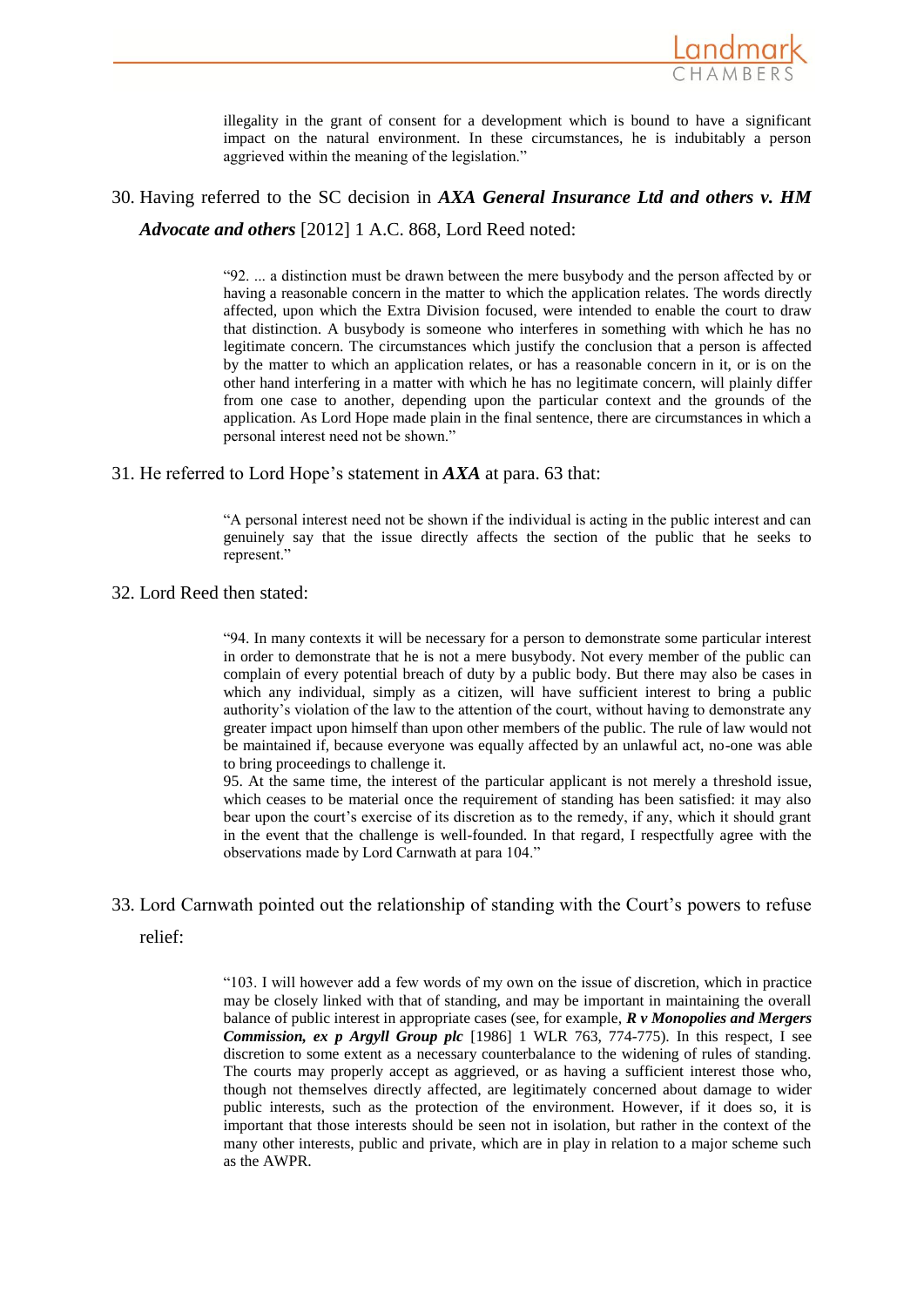illegality in the grant of consent for a development which is bound to have a significant impact on the natural environment. In these circumstances, he is indubitably a person aggrieved within the meaning of the legislation."

30. Having referred to the SC decision in ***AXA General Insurance Ltd and others v. HM Advocate and others*** [2012] 1 A.C. 868, Lord Reed noted:

> "92. ... a distinction must be drawn between the mere busybody and the person affected by or having a reasonable concern in the matter to which the application relates. The words directly affected, upon which the Extra Division focused, were intended to enable the court to draw that distinction. A busybody is someone who interferes in something with which he has no legitimate concern. The circumstances which justify the conclusion that a person is affected by the matter to which an application relates, or has a reasonable concern in it, or is on the other hand interfering in a matter with which he has no legitimate concern, will plainly differ from one case to another, depending upon the particular context and the grounds of the application. As Lord Hope made plain in the final sentence, there are circumstances in which a personal interest need not be shown."

31. He referred to Lord Hope's statement in ***AXA*** at para. 63 that:

> "A personal interest need not be shown if the individual is acting in the public interest and can genuinely say that the issue directly affects the section of the public that he seeks to represent."

32. Lord Reed then stated:

> "94. In many contexts it will be necessary for a person to demonstrate some particular interest in order to demonstrate that he is not a mere busybody. Not every member of the public can complain of every potential breach of duty by a public body. But there may also be cases in which any individual, simply as a citizen, will have sufficient interest to bring a public authority's violation of the law to the attention of the court, without having to demonstrate any greater impact upon himself than upon other members of the public. The rule of law would not be maintained if, because everyone was equally affected by an unlawful act, no-one was able to bring proceedings to challenge it.
> 95. At the same time, the interest of the particular applicant is not merely a threshold issue, which ceases to be material once the requirement of standing has been satisfied: it may also bear upon the court's exercise of its discretion as to the remedy, if any, which it should grant in the event that the challenge is well-founded. In that regard, I respectfully agree with the observations made by Lord Carnwath at para 104."

33. Lord Carnwath pointed out the relationship of standing with the Court's powers to refuse relief:

> "103. I will however add a few words of my own on the issue of discretion, which in practice may be closely linked with that of standing, and may be important in maintaining the overall balance of public interest in appropriate cases (see, for example, ***R v Monopolies and Mergers Commission, ex p Argyll Group plc*** [1986] 1 WLR 763, 774-775). In this respect, I see discretion to some extent as a necessary counterbalance to the widening of rules of standing. The courts may properly accept as aggrieved, or as having a sufficient interest those who, though not themselves directly affected, are legitimately concerned about damage to wider public interests, such as the protection of the environment. However, if it does so, it is important that those interests should be seen not in isolation, but rather in the context of the many other interests, public and private, which are in play in relation to a major scheme such as the AWPR.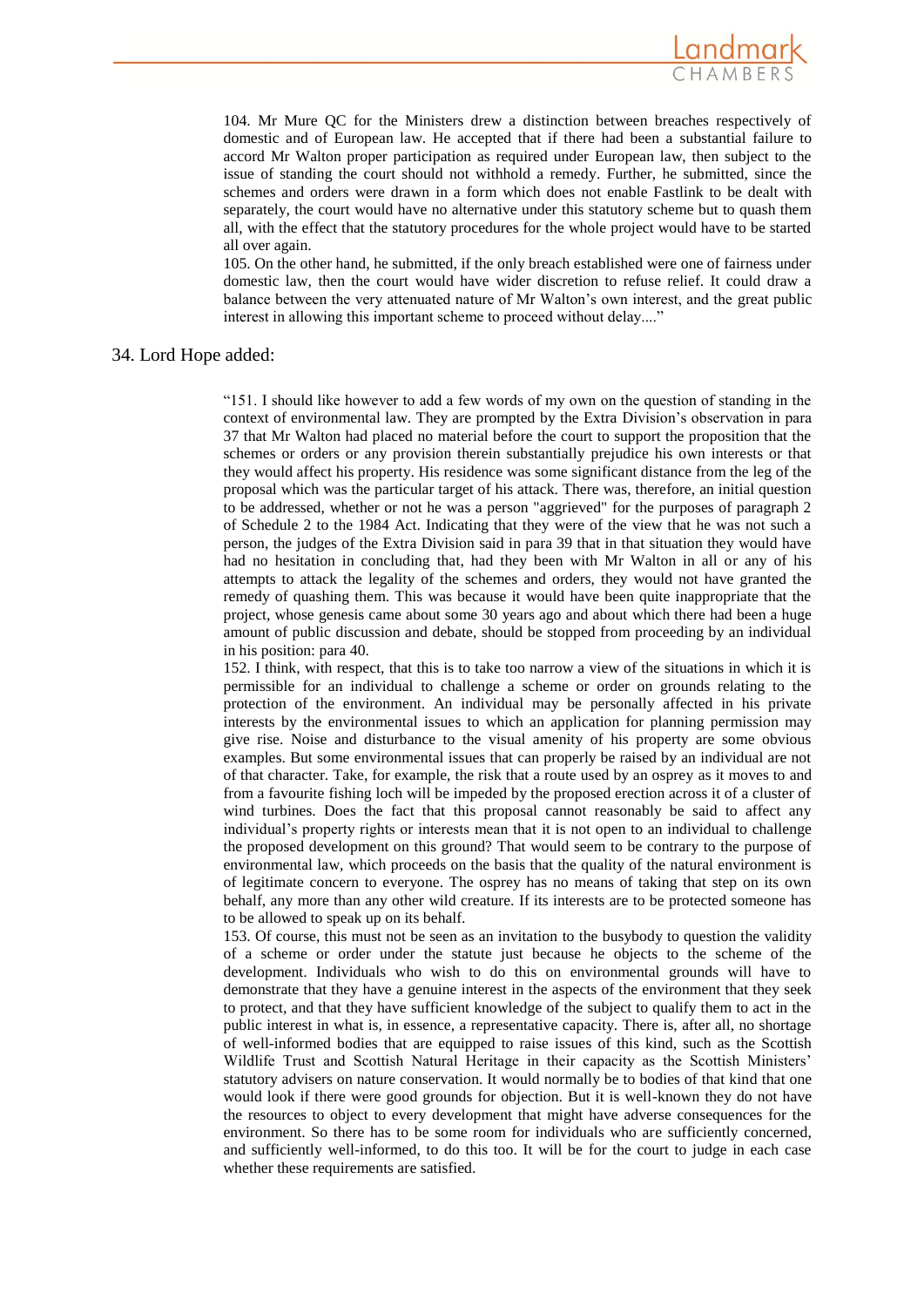> 104. Mr Mure QC for the Ministers drew a distinction between breaches respectively of domestic and of European law. He accepted that if there had been a substantial failure to accord Mr Walton proper participation as required under European law, then subject to the issue of standing the court should not withhold a remedy. Further, he submitted, since the schemes and orders were drawn in a form which does not enable Fastlink to be dealt with separately, the court would have no alternative under this statutory scheme but to quash them all, with the effect that the statutory procedures for the whole project would have to be started all over again.
>
> 105. On the other hand, he submitted, if the only breach established were one of fairness under domestic law, then the court would have wider discretion to refuse relief. It could draw a balance between the very attenuated nature of Mr Walton's own interest, and the great public interest in allowing this important scheme to proceed without delay...."

34. Lord Hope added:

> "151. I should like however to add a few words of my own on the question of standing in the context of environmental law. They are prompted by the Extra Division's observation in para 37 that Mr Walton had placed no material before the court to support the proposition that the schemes or orders or any provision therein substantially prejudice his own interests or that they would affect his property. His residence was some significant distance from the leg of the proposal which was the particular target of his attack. There was, therefore, an initial question to be addressed, whether or not he was a person "aggrieved" for the purposes of paragraph 2 of Schedule 2 to the 1984 Act. Indicating that they were of the view that he was not such a person, the judges of the Extra Division said in para 39 that in that situation they would have had no hesitation in concluding that, had they been with Mr Walton in all or any of his attempts to attack the legality of the schemes and orders, they would not have granted the remedy of quashing them. This was because it would have been quite inappropriate that the project, whose genesis came about some 30 years ago and about which there had been a huge amount of public discussion and debate, should be stopped from proceeding by an individual in his position: para 40.
>
> 152. I think, with respect, that this is to take too narrow a view of the situations in which it is permissible for an individual to challenge a scheme or order on grounds relating to the protection of the environment. An individual may be personally affected in his private interests by the environmental issues to which an application for planning permission may give rise. Noise and disturbance to the visual amenity of his property are some obvious examples. But some environmental issues that can properly be raised by an individual are not of that character. Take, for example, the risk that a route used by an osprey as it moves to and from a favourite fishing loch will be impeded by the proposed erection across it of a cluster of wind turbines. Does the fact that this proposal cannot reasonably be said to affect any individual's property rights or interests mean that it is not open to an individual to challenge the proposed development on this ground? That would seem to be contrary to the purpose of environmental law, which proceeds on the basis that the quality of the natural environment is of legitimate concern to everyone. The osprey has no means of taking that step on its own behalf, any more than any other wild creature. If its interests are to be protected someone has to be allowed to speak up on its behalf.
>
> 153. Of course, this must not be seen as an invitation to the busybody to question the validity of a scheme or order under the statute just because he objects to the scheme of the development. Individuals who wish to do this on environmental grounds will have to demonstrate that they have a genuine interest in the aspects of the environment that they seek to protect, and that they have sufficient knowledge of the subject to qualify them to act in the public interest in what is, in essence, a representative capacity. There is, after all, no shortage of well-informed bodies that are equipped to raise issues of this kind, such as the Scottish Wildlife Trust and Scottish Natural Heritage in their capacity as the Scottish Ministers' statutory advisers on nature conservation. It would normally be to bodies of that kind that one would look if there were good grounds for objection. But it is well-known they do not have the resources to object to every development that might have adverse consequences for the environment. So there has to be some room for individuals who are sufficiently concerned, and sufficiently well-informed, to do this too. It will be for the court to judge in each case whether these requirements are satisfied.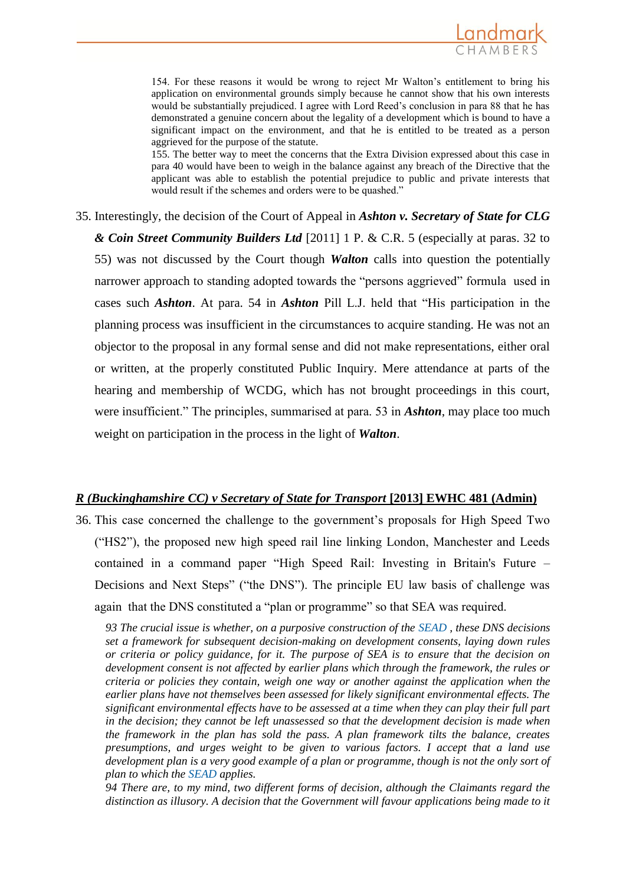> 154. For these reasons it would be wrong to reject Mr Walton's entitlement to bring his application on environmental grounds simply because he cannot show that his own interests would be substantially prejudiced. I agree with Lord Reed's conclusion in para 88 that he has demonstrated a genuine concern about the legality of a development which is bound to have a significant impact on the environment, and that he is entitled to be treated as a person aggrieved for the purpose of the statute.
>
> 155. The better way to meet the concerns that the Extra Division expressed about this case in para 40 would have been to weigh in the balance against any breach of the Directive that the applicant was able to establish the potential prejudice to public and private interests that would result if the schemes and orders were to be quashed."

35. Interestingly, the decision of the Court of Appeal in ***Ashton v. Secretary of State for CLG & Coin Street Community Builders Ltd*** [2011] 1 P. & C.R. 5 (especially at paras. 32 to 55) was not discussed by the Court though ***Walton*** calls into question the potentially narrower approach to standing adopted towards the "persons aggrieved" formula used in cases such ***Ashton***. At para. 54 in ***Ashton*** Pill L.J. held that "His participation in the planning process was insufficient in the circumstances to acquire standing. He was not an objector to the proposal in any formal sense and did not make representations, either oral or written, at the properly constituted Public Inquiry. Mere attendance at parts of the hearing and membership of WCDG, which has not brought proceedings in this court, were insufficient." The principles, summarised at para. 53 in ***Ashton***, may place too much weight on participation in the process in the light of ***Walton***.

## ***R (Buckinghamshire CC) v Secretary of State for Transport*** **[2013] EWHC 481 (Admin)**

36. This case concerned the challenge to the government's proposals for High Speed Two ("HS2"), the proposed new high speed rail line linking London, Manchester and Leeds contained in a command paper "High Speed Rail: Investing in Britain's Future – Decisions and Next Steps" ("the DNS"). The principle EU law basis of challenge was again that the DNS constituted a "plan or programme" so that SEA was required.

> *93 The crucial issue is whether, on a purposive construction of the SEAD , these DNS decisions set a framework for subsequent decision-making on development consents, laying down rules or criteria or policy guidance, for it. The purpose of SEA is to ensure that the decision on development consent is not affected by earlier plans which through the framework, the rules or criteria or policies they contain, weigh one way or another against the application when the earlier plans have not themselves been assessed for likely significant environmental effects. The significant environmental effects have to be assessed at a time when they can play their full part in the decision; they cannot be left unassessed so that the development decision is made when the framework in the plan has sold the pass. A plan framework tilts the balance, creates presumptions, and urges weight to be given to various factors. I accept that a land use development plan is a very good example of a plan or programme, though is not the only sort of plan to which the SEAD applies.*
>
> *94 There are, to my mind, two different forms of decision, although the Claimants regard the distinction as illusory. A decision that the Government will favour applications being made to it*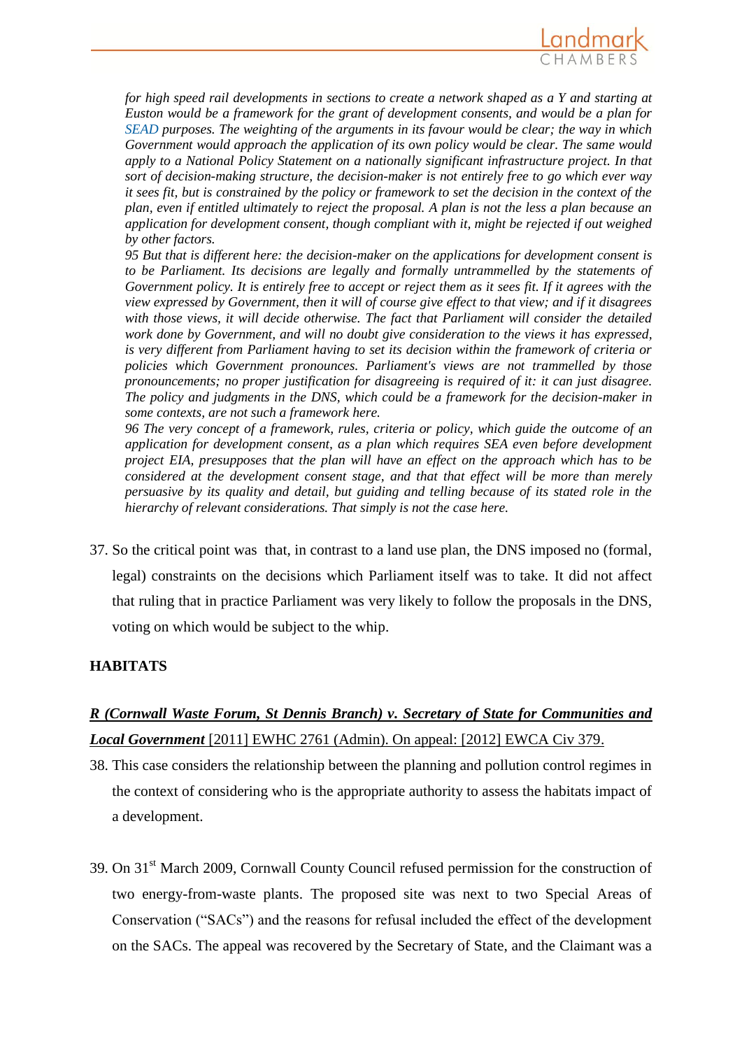*for high speed rail developments in sections to create a network shaped as a Y and starting at Euston would be a framework for the grant of development consents, and would be a plan for SEAD purposes. The weighting of the arguments in its favour would be clear; the way in which Government would approach the application of its own policy would be clear. The same would apply to a National Policy Statement on a nationally significant infrastructure project. In that sort of decision-making structure, the decision-maker is not entirely free to go which ever way it sees fit, but is constrained by the policy or framework to set the decision in the context of the plan, even if entitled ultimately to reject the proposal. A plan is not the less a plan because an application for development consent, though compliant with it, might be rejected if out weighed by other factors.*

*95 But that is different here: the decision-maker on the applications for development consent is to be Parliament. Its decisions are legally and formally untrammelled by the statements of Government policy. It is entirely free to accept or reject them as it sees fit. If it agrees with the view expressed by Government, then it will of course give effect to that view; and if it disagrees with those views, it will decide otherwise. The fact that Parliament will consider the detailed work done by Government, and will no doubt give consideration to the views it has expressed, is very different from Parliament having to set its decision within the framework of criteria or policies which Government pronounces. Parliament's views are not trammelled by those pronouncements; no proper justification for disagreeing is required of it: it can just disagree. The policy and judgments in the DNS, which could be a framework for the decision-maker in some contexts, are not such a framework here.*

*96 The very concept of a framework, rules, criteria or policy, which guide the outcome of an application for development consent, as a plan which requires SEA even before development project EIA, presupposes that the plan will have an effect on the approach which has to be considered at the development consent stage, and that that effect will be more than merely persuasive by its quality and detail, but guiding and telling because of its stated role in the hierarchy of relevant considerations. That simply is not the case here.*

37. So the critical point was that, in contrast to a land use plan, the DNS imposed no (formal, legal) constraints on the decisions which Parliament itself was to take. It did not affect that ruling that in practice Parliament was very likely to follow the proposals in the DNS, voting on which would be subject to the whip.

## HABITATS

***R (Cornwall Waste Forum, St Dennis Branch) v. Secretary of State for Communities and Local Government*** [2011] EWHC 2761 (Admin). On appeal: [2012] EWCA Civ 379.

38. This case considers the relationship between the planning and pollution control regimes in the context of considering who is the appropriate authority to assess the habitats impact of a development.

39. On 31st March 2009, Cornwall County Council refused permission for the construction of two energy-from-waste plants. The proposed site was next to two Special Areas of Conservation ("SACs") and the reasons for refusal included the effect of the development on the SACs. The appeal was recovered by the Secretary of State, and the Claimant was a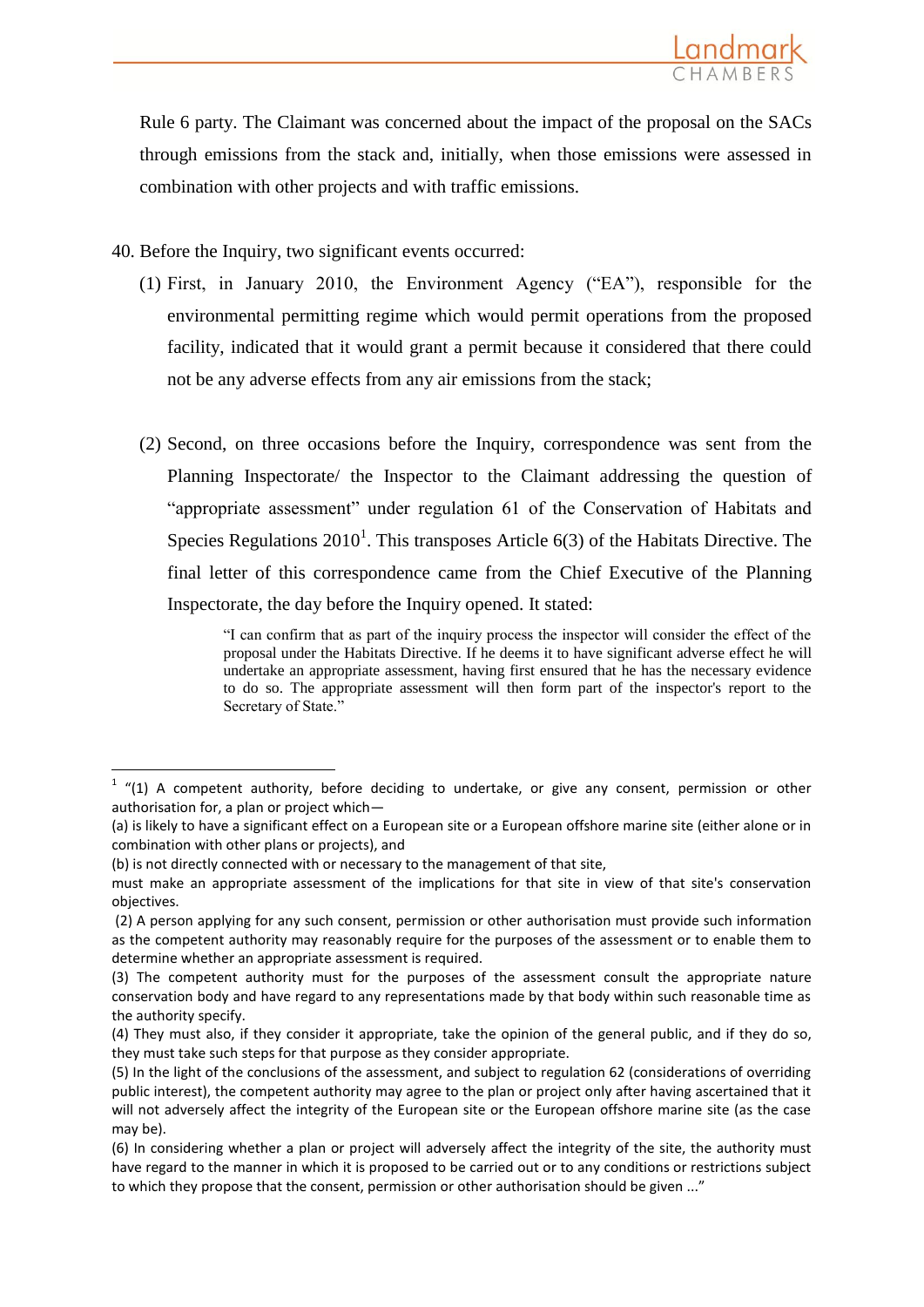Rule 6 party. The Claimant was concerned about the impact of the proposal on the SACs through emissions from the stack and, initially, when those emissions were assessed in combination with other projects and with traffic emissions.

40. Before the Inquiry, two significant events occurred:

    (1) First, in January 2010, the Environment Agency ("EA"), responsible for the environmental permitting regime which would permit operations from the proposed facility, indicated that it would grant a permit because it considered that there could not be any adverse effects from any air emissions from the stack;

    (2) Second, on three occasions before the Inquiry, correspondence was sent from the Planning Inspectorate/ the Inspector to the Claimant addressing the question of "appropriate assessment" under regulation 61 of the Conservation of Habitats and Species Regulations 2010[1]. This transposes Article 6(3) of the Habitats Directive. The final letter of this correspondence came from the Chief Executive of the Planning Inspectorate, the day before the Inquiry opened. It stated:

    > "I can confirm that as part of the inquiry process the inspector will consider the effect of the proposal under the Habitats Directive. If he deems it to have significant adverse effect he will undertake an appropriate assessment, having first ensured that he has the necessary evidence to do so. The appropriate assessment will then form part of the inspector's report to the Secretary of State."

---

[1] "(1) A competent authority, before deciding to undertake, or give any consent, permission or other authorisation for, a plan or project which—
(a) is likely to have a significant effect on a European site or a European offshore marine site (either alone or in combination with other plans or projects), and
(b) is not directly connected with or necessary to the management of that site,
must make an appropriate assessment of the implications for that site in view of that site's conservation objectives.
(2) A person applying for any such consent, permission or other authorisation must provide such information as the competent authority may reasonably require for the purposes of the assessment or to enable them to determine whether an appropriate assessment is required.
(3) The competent authority must for the purposes of the assessment consult the appropriate nature conservation body and have regard to any representations made by that body within such reasonable time as the authority specify.
(4) They must also, if they consider it appropriate, take the opinion of the general public, and if they do so, they must take such steps for that purpose as they consider appropriate.
(5) In the light of the conclusions of the assessment, and subject to regulation 62 (considerations of overriding public interest), the competent authority may agree to the plan or project only after having ascertained that it will not adversely affect the integrity of the European site or the European offshore marine site (as the case may be).
(6) In considering whether a plan or project will adversely affect the integrity of the site, the authority must have regard to the manner in which it is proposed to be carried out or to any conditions or restrictions subject to which they propose that the consent, permission or other authorisation should be given ..."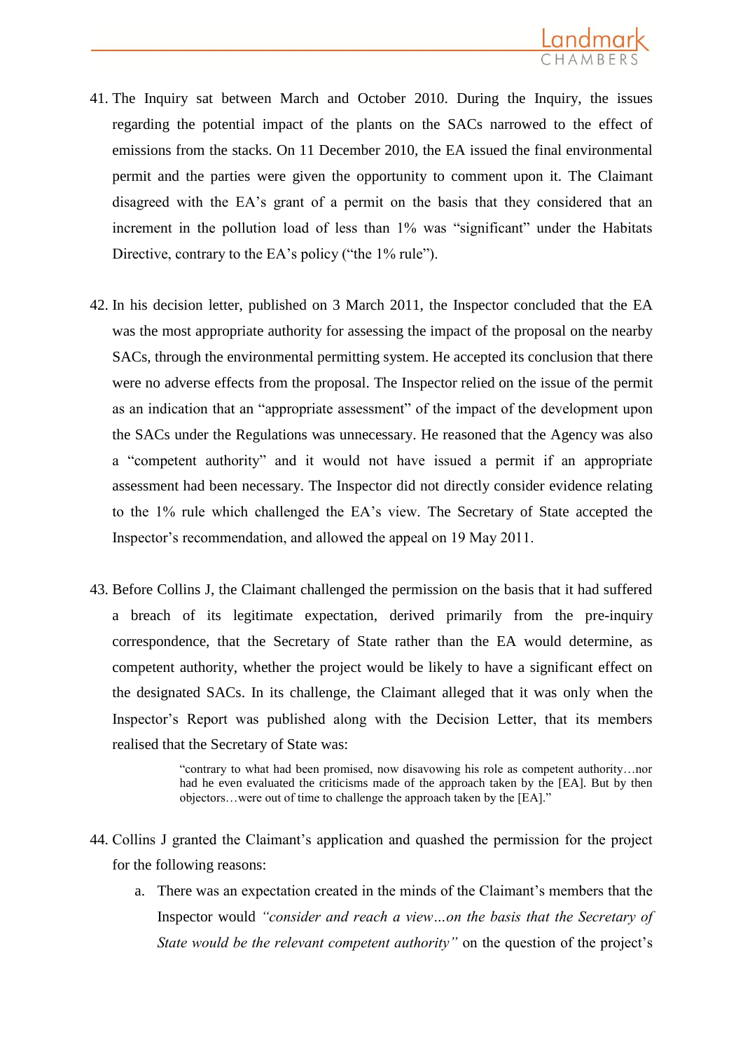41. The Inquiry sat between March and October 2010. During the Inquiry, the issues regarding the potential impact of the plants on the SACs narrowed to the effect of emissions from the stacks. On 11 December 2010, the EA issued the final environmental permit and the parties were given the opportunity to comment upon it. The Claimant disagreed with the EA's grant of a permit on the basis that they considered that an increment in the pollution load of less than 1% was "significant" under the Habitats Directive, contrary to the EA's policy ("the 1% rule").

42. In his decision letter, published on 3 March 2011, the Inspector concluded that the EA was the most appropriate authority for assessing the impact of the proposal on the nearby SACs, through the environmental permitting system. He accepted its conclusion that there were no adverse effects from the proposal. The Inspector relied on the issue of the permit as an indication that an "appropriate assessment" of the impact of the development upon the SACs under the Regulations was unnecessary. He reasoned that the Agency was also a "competent authority" and it would not have issued a permit if an appropriate assessment had been necessary. The Inspector did not directly consider evidence relating to the 1% rule which challenged the EA's view. The Secretary of State accepted the Inspector's recommendation, and allowed the appeal on 19 May 2011.

43. Before Collins J, the Claimant challenged the permission on the basis that it had suffered a breach of its legitimate expectation, derived primarily from the pre-inquiry correspondence, that the Secretary of State rather than the EA would determine, as competent authority, whether the project would be likely to have a significant effect on the designated SACs. In its challenge, the Claimant alleged that it was only when the Inspector's Report was published along with the Decision Letter, that its members realised that the Secretary of State was:

> "contrary to what had been promised, now disavowing his role as competent authority…nor had he even evaluated the criticisms made of the approach taken by the [EA]. But by then objectors…were out of time to challenge the approach taken by the [EA]."

44. Collins J granted the Claimant's application and quashed the permission for the project for the following reasons:

    a. There was an expectation created in the minds of the Claimant's members that the Inspector would *"consider and reach a view…on the basis that the Secretary of State would be the relevant competent authority"* on the question of the project's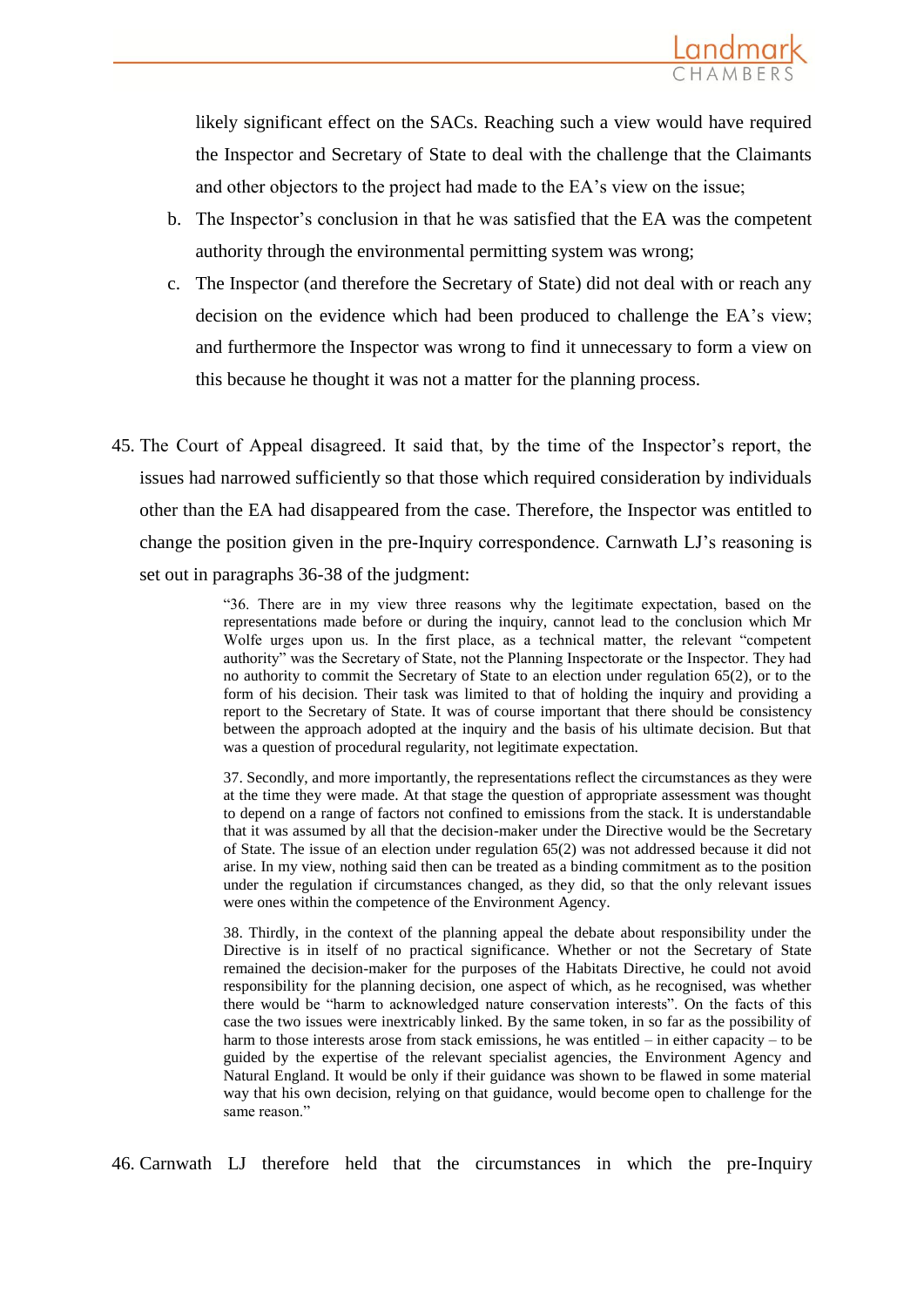likely significant effect on the SACs. Reaching such a view would have required the Inspector and Secretary of State to deal with the challenge that the Claimants and other objectors to the project had made to the EA's view on the issue;

b. The Inspector's conclusion in that he was satisfied that the EA was the competent authority through the environmental permitting system was wrong;

c. The Inspector (and therefore the Secretary of State) did not deal with or reach any decision on the evidence which had been produced to challenge the EA's view; and furthermore the Inspector was wrong to find it unnecessary to form a view on this because he thought it was not a matter for the planning process.

45. The Court of Appeal disagreed. It said that, by the time of the Inspector's report, the issues had narrowed sufficiently so that those which required consideration by individuals other than the EA had disappeared from the case. Therefore, the Inspector was entitled to change the position given in the pre-Inquiry correspondence. Carnwath LJ's reasoning is set out in paragraphs 36-38 of the judgment:

> "36. There are in my view three reasons why the legitimate expectation, based on the representations made before or during the inquiry, cannot lead to the conclusion which Mr Wolfe urges upon us. In the first place, as a technical matter, the relevant "competent authority" was the Secretary of State, not the Planning Inspectorate or the Inspector. They had no authority to commit the Secretary of State to an election under regulation 65(2), or to the form of his decision. Their task was limited to that of holding the inquiry and providing a report to the Secretary of State. It was of course important that there should be consistency between the approach adopted at the inquiry and the basis of his ultimate decision. But that was a question of procedural regularity, not legitimate expectation.
>
> 37. Secondly, and more importantly, the representations reflect the circumstances as they were at the time they were made. At that stage the question of appropriate assessment was thought to depend on a range of factors not confined to emissions from the stack. It is understandable that it was assumed by all that the decision-maker under the Directive would be the Secretary of State. The issue of an election under regulation 65(2) was not addressed because it did not arise. In my view, nothing said then can be treated as a binding commitment as to the position under the regulation if circumstances changed, as they did, so that the only relevant issues were ones within the competence of the Environment Agency.
>
> 38. Thirdly, in the context of the planning appeal the debate about responsibility under the Directive is in itself of no practical significance. Whether or not the Secretary of State remained the decision-maker for the purposes of the Habitats Directive, he could not avoid responsibility for the planning decision, one aspect of which, as he recognised, was whether there would be "harm to acknowledged nature conservation interests". On the facts of this case the two issues were inextricably linked. By the same token, in so far as the possibility of harm to those interests arose from stack emissions, he was entitled – in either capacity – to be guided by the expertise of the relevant specialist agencies, the Environment Agency and Natural England. It would be only if their guidance was shown to be flawed in some material way that his own decision, relying on that guidance, would become open to challenge for the same reason."

46. Carnwath LJ therefore held that the circumstances in which the pre-Inquiry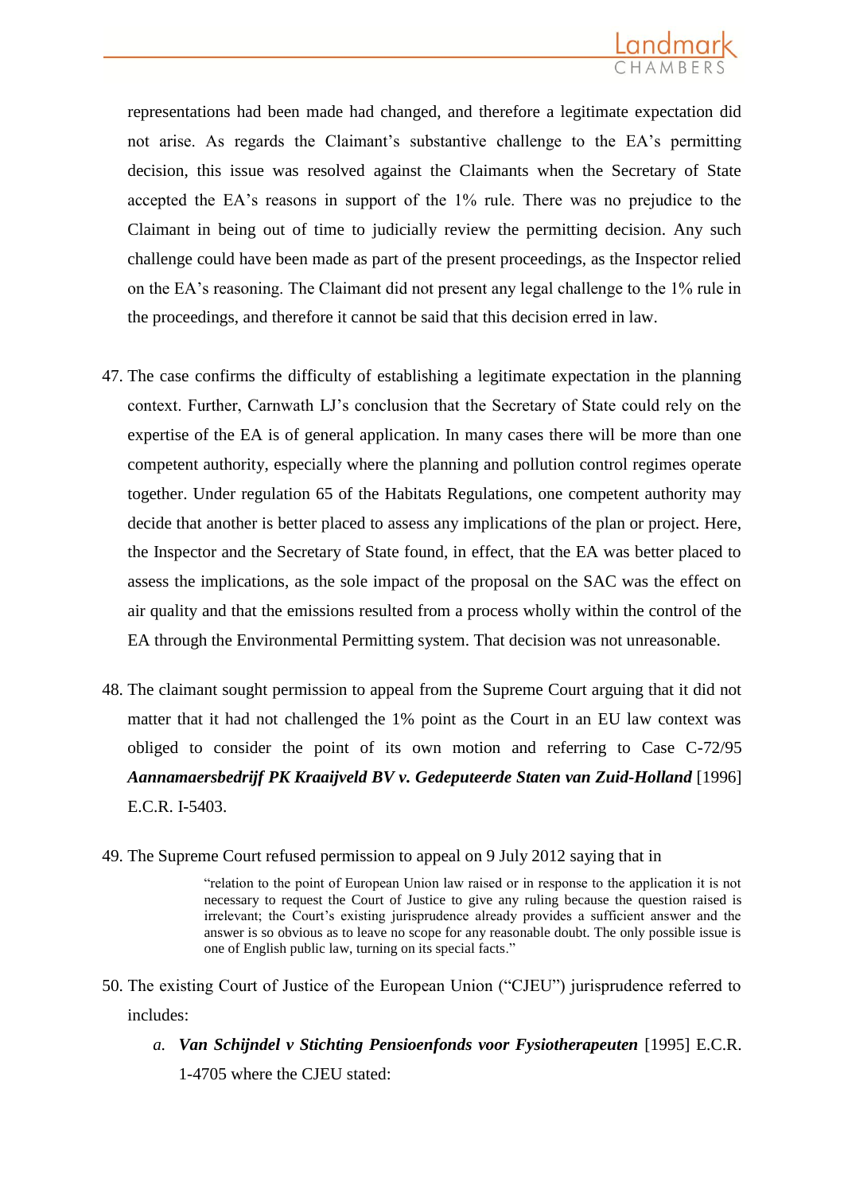representations had been made had changed, and therefore a legitimate expectation did not arise. As regards the Claimant's substantive challenge to the EA's permitting decision, this issue was resolved against the Claimants when the Secretary of State accepted the EA's reasons in support of the 1% rule. There was no prejudice to the Claimant in being out of time to judicially review the permitting decision. Any such challenge could have been made as part of the present proceedings, as the Inspector relied on the EA's reasoning. The Claimant did not present any legal challenge to the 1% rule in the proceedings, and therefore it cannot be said that this decision erred in law.

47. The case confirms the difficulty of establishing a legitimate expectation in the planning context. Further, Carnwath LJ's conclusion that the Secretary of State could rely on the expertise of the EA is of general application. In many cases there will be more than one competent authority, especially where the planning and pollution control regimes operate together. Under regulation 65 of the Habitats Regulations, one competent authority may decide that another is better placed to assess any implications of the plan or project. Here, the Inspector and the Secretary of State found, in effect, that the EA was better placed to assess the implications, as the sole impact of the proposal on the SAC was the effect on air quality and that the emissions resulted from a process wholly within the control of the EA through the Environmental Permitting system. That decision was not unreasonable.

48. The claimant sought permission to appeal from the Supreme Court arguing that it did not matter that it had not challenged the 1% point as the Court in an EU law context was obliged to consider the point of its own motion and referring to Case C-72/95 ***Aannamaersbedrijf PK Kraaijveld BV v. Gedeputeerde Staten van Zuid-Holland*** [1996] E.C.R. I-5403.

49. The Supreme Court refused permission to appeal on 9 July 2012 saying that in

> "relation to the point of European Union law raised or in response to the application it is not necessary to request the Court of Justice to give any ruling because the question raised is irrelevant; the Court's existing jurisprudence already provides a sufficient answer and the answer is so obvious as to leave no scope for any reasonable doubt. The only possible issue is one of English public law, turning on its special facts."

50. The existing Court of Justice of the European Union ("CJEU") jurisprudence referred to includes:

    *a.* ***Van Schijndel v Stichting Pensioenfonds voor Fysiotherapeuten*** [1995] E.C.R. 1-4705 where the CJEU stated: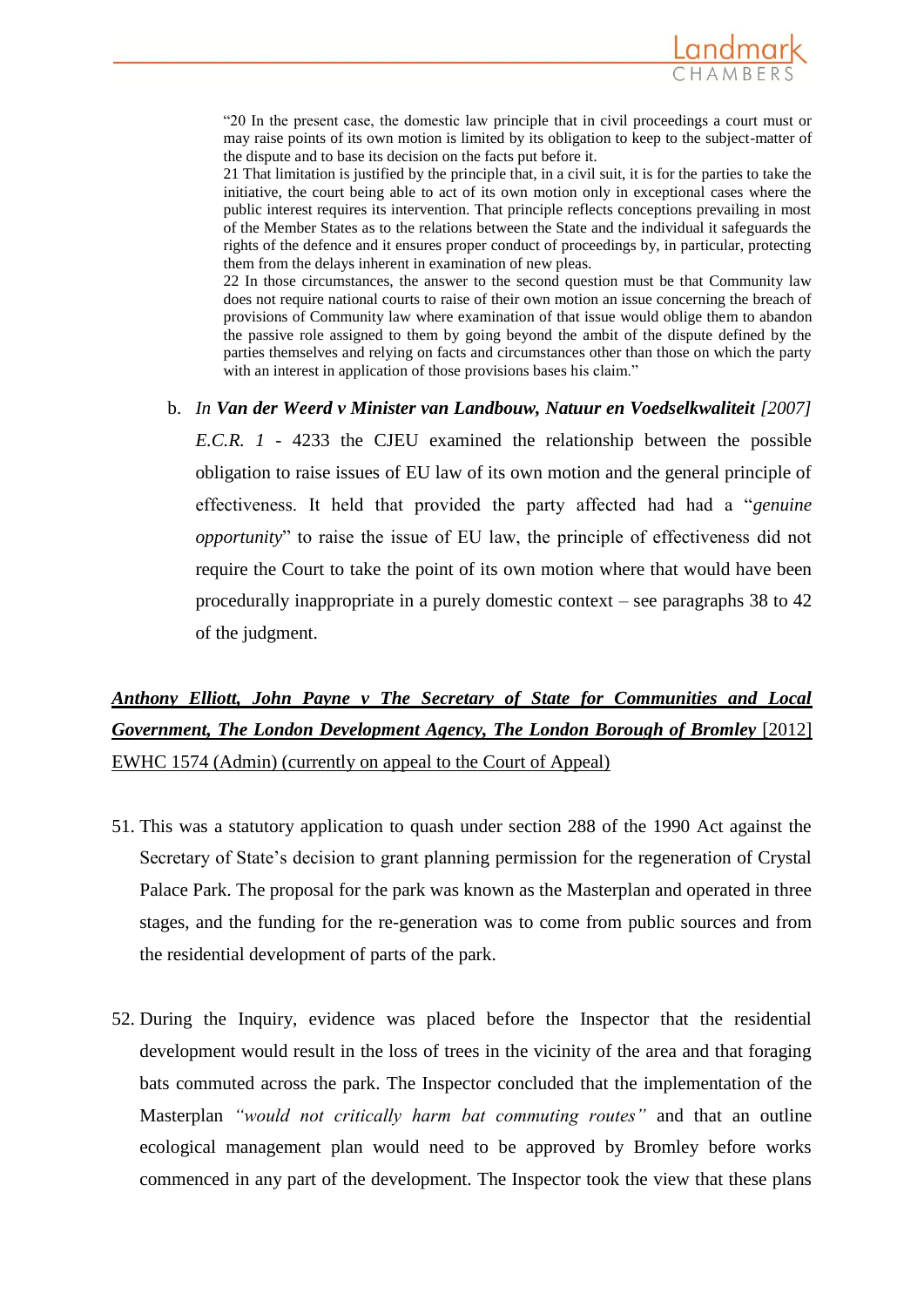"20 In the present case, the domestic law principle that in civil proceedings a court must or may raise points of its own motion is limited by its obligation to keep to the subject-matter of the dispute and to base its decision on the facts put before it.
21 That limitation is justified by the principle that, in a civil suit, it is for the parties to take the initiative, the court being able to act of its own motion only in exceptional cases where the public interest requires its intervention. That principle reflects conceptions prevailing in most of the Member States as to the relations between the State and the individual it safeguards the rights of the defence and it ensures proper conduct of proceedings by, in particular, protecting them from the delays inherent in examination of new pleas.
22 In those circumstances, the answer to the second question must be that Community law does not require national courts to raise of their own motion an issue concerning the breach of provisions of Community law where examination of that issue would oblige them to abandon the passive role assigned to them by going beyond the ambit of the dispute defined by the parties themselves and relying on facts and circumstances other than those on which the party with an interest in application of those provisions bases his claim."

b. *In **Van der Weerd v Minister van Landbouw, Natuur en Voedselkwaliteit** [2007] E.C.R. 1* - 4233 the CJEU examined the relationship between the possible obligation to raise issues of EU law of its own motion and the general principle of effectiveness. It held that provided the party affected had had a "*genuine opportunity*" to raise the issue of EU law, the principle of effectiveness did not require the Court to take the point of its own motion where that would have been procedurally inappropriate in a purely domestic context – see paragraphs 38 to 42 of the judgment.

***Anthony Elliott, John Payne v The Secretary of State for Communities and Local Government, The London Development Agency, The London Borough of Bromley*** [2012] EWHC 1574 (Admin) (currently on appeal to the Court of Appeal)

51. This was a statutory application to quash under section 288 of the 1990 Act against the Secretary of State's decision to grant planning permission for the regeneration of Crystal Palace Park. The proposal for the park was known as the Masterplan and operated in three stages, and the funding for the re-generation was to come from public sources and from the residential development of parts of the park.

52. During the Inquiry, evidence was placed before the Inspector that the residential development would result in the loss of trees in the vicinity of the area and that foraging bats commuted across the park. The Inspector concluded that the implementation of the Masterplan *"would not critically harm bat commuting routes"* and that an outline ecological management plan would need to be approved by Bromley before works commenced in any part of the development. The Inspector took the view that these plans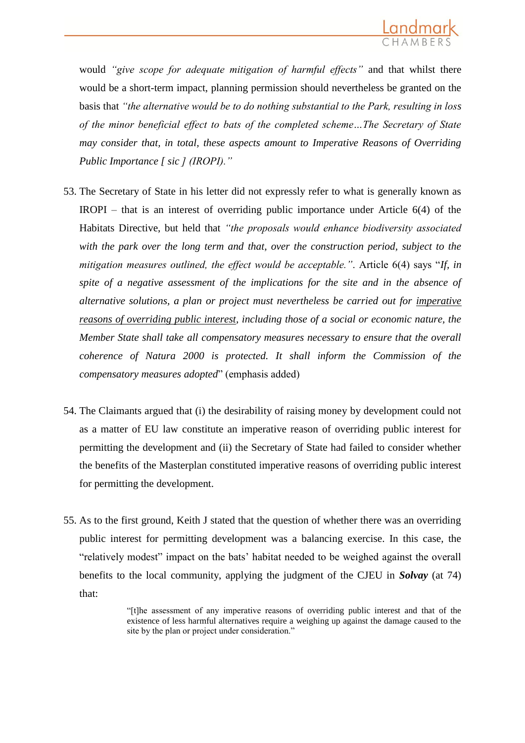would *"give scope for adequate mitigation of harmful effects"* and that whilst there would be a short-term impact, planning permission should nevertheless be granted on the basis that *"the alternative would be to do nothing substantial to the Park, resulting in loss of the minor beneficial effect to bats of the completed scheme…The Secretary of State may consider that, in total, these aspects amount to Imperative Reasons of Overriding Public Importance [ sic ] (IROPI)."*

53. The Secretary of State in his letter did not expressly refer to what is generally known as IROPI – that is an interest of overriding public importance under Article 6(4) of the Habitats Directive, but held that *"the proposals would enhance biodiversity associated with the park over the long term and that, over the construction period, subject to the mitigation measures outlined, the effect would be acceptable."*. Article 6(4) says "*If, in spite of a negative assessment of the implications for the site and in the absence of alternative solutions, a plan or project must nevertheless be carried out for <u>imperative reasons of overriding public interest</u>, including those of a social or economic nature, the Member State shall take all compensatory measures necessary to ensure that the overall coherence of Natura 2000 is protected. It shall inform the Commission of the compensatory measures adopted*" (emphasis added)

54. The Claimants argued that (i) the desirability of raising money by development could not as a matter of EU law constitute an imperative reason of overriding public interest for permitting the development and (ii) the Secretary of State had failed to consider whether the benefits of the Masterplan constituted imperative reasons of overriding public interest for permitting the development.

55. As to the first ground, Keith J stated that the question of whether there was an overriding public interest for permitting development was a balancing exercise. In this case, the "relatively modest" impact on the bats' habitat needed to be weighed against the overall benefits to the local community, applying the judgment of the CJEU in ***Solvay*** (at 74) that:

> "[t]he assessment of any imperative reasons of overriding public interest and that of the existence of less harmful alternatives require a weighing up against the damage caused to the site by the plan or project under consideration."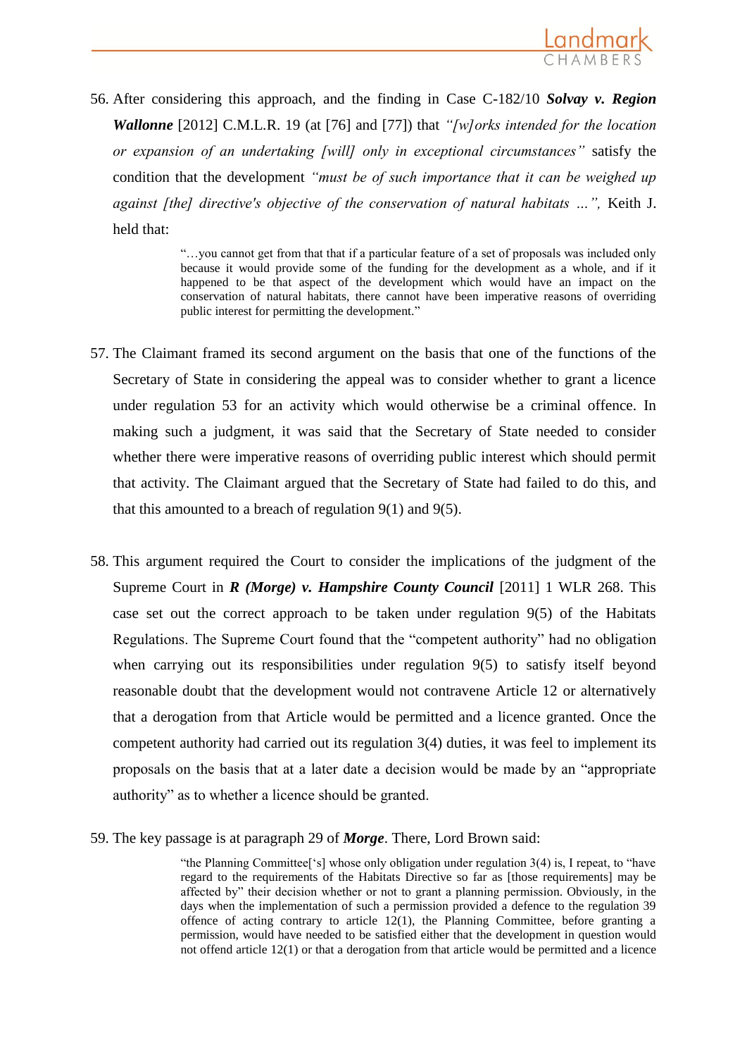56. After considering this approach, and the finding in Case C-182/10 ***Solvay v. Region Wallonne*** [2012] C.M.L.R. 19 (at [76] and [77]) that *"[w]orks intended for the location or expansion of an undertaking [will] only in exceptional circumstances"* satisfy the condition that the development *"must be of such importance that it can be weighed up against [the] directive's objective of the conservation of natural habitats …",* Keith J. held that:

   > "…you cannot get from that that if a particular feature of a set of proposals was included only because it would provide some of the funding for the development as a whole, and if it happened to be that aspect of the development which would have an impact on the conservation of natural habitats, there cannot have been imperative reasons of overriding public interest for permitting the development."

57. The Claimant framed its second argument on the basis that one of the functions of the Secretary of State in considering the appeal was to consider whether to grant a licence under regulation 53 for an activity which would otherwise be a criminal offence. In making such a judgment, it was said that the Secretary of State needed to consider whether there were imperative reasons of overriding public interest which should permit that activity. The Claimant argued that the Secretary of State had failed to do this, and that this amounted to a breach of regulation 9(1) and 9(5).

58. This argument required the Court to consider the implications of the judgment of the Supreme Court in ***R (Morge) v. Hampshire County Council*** [2011] 1 WLR 268. This case set out the correct approach to be taken under regulation 9(5) of the Habitats Regulations. The Supreme Court found that the "competent authority" had no obligation when carrying out its responsibilities under regulation 9(5) to satisfy itself beyond reasonable doubt that the development would not contravene Article 12 or alternatively that a derogation from that Article would be permitted and a licence granted. Once the competent authority had carried out its regulation 3(4) duties, it was feel to implement its proposals on the basis that at a later date a decision would be made by an "appropriate authority" as to whether a licence should be granted.

59. The key passage is at paragraph 29 of ***Morge***. There, Lord Brown said:

   > "the Planning Committee['s] whose only obligation under regulation 3(4) is, I repeat, to "have regard to the requirements of the Habitats Directive so far as [those requirements] may be affected by" their decision whether or not to grant a planning permission. Obviously, in the days when the implementation of such a permission provided a defence to the regulation 39 offence of acting contrary to article 12(1), the Planning Committee, before granting a permission, would have needed to be satisfied either that the development in question would not offend article 12(1) or that a derogation from that article would be permitted and a licence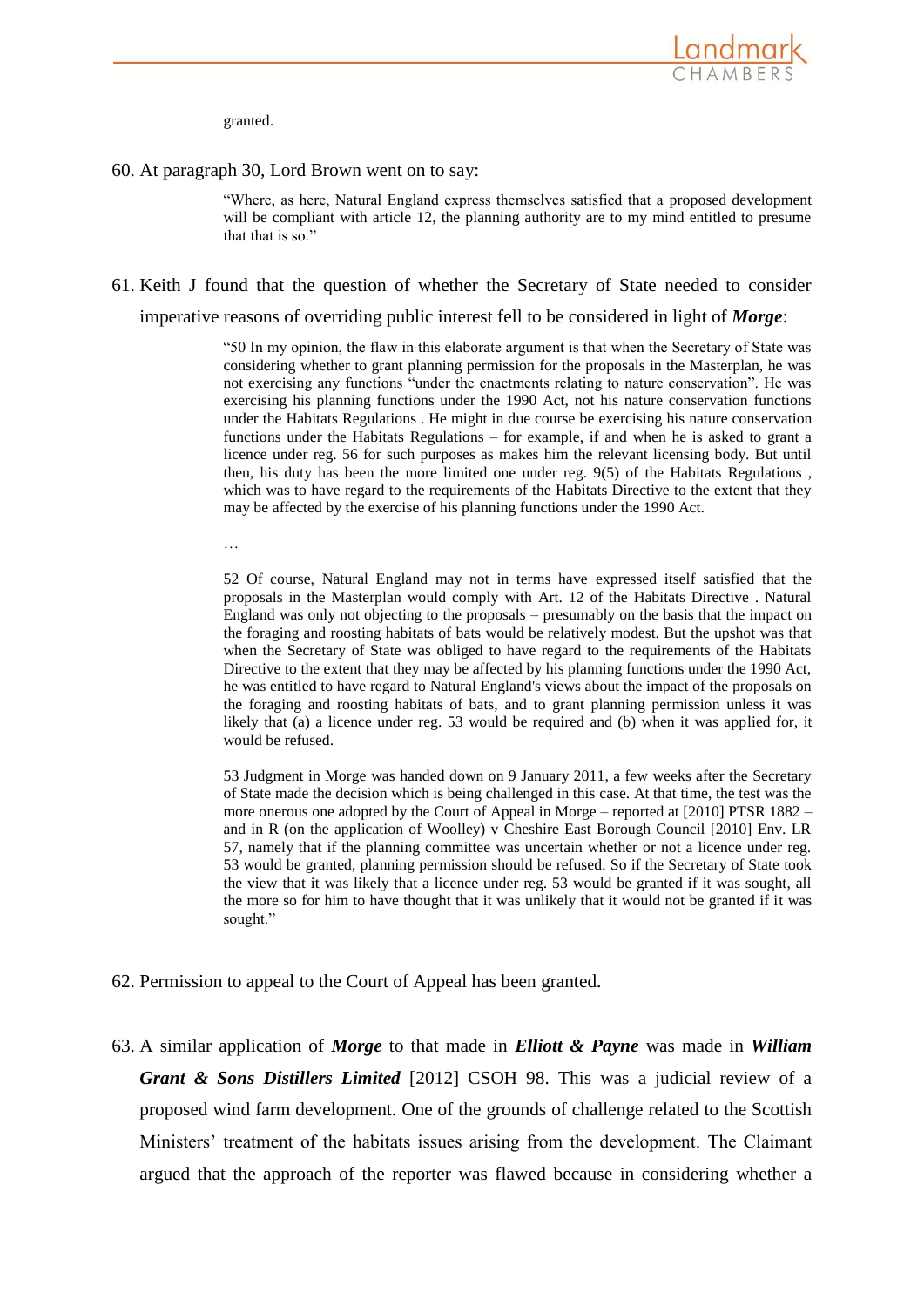granted.

60. At paragraph 30, Lord Brown went on to say:

> "Where, as here, Natural England express themselves satisfied that a proposed development will be compliant with article 12, the planning authority are to my mind entitled to presume that that is so."

61. Keith J found that the question of whether the Secretary of State needed to consider imperative reasons of overriding public interest fell to be considered in light of ***Morge***:

> "50 In my opinion, the flaw in this elaborate argument is that when the Secretary of State was considering whether to grant planning permission for the proposals in the Masterplan, he was not exercising any functions "under the enactments relating to nature conservation". He was exercising his planning functions under the 1990 Act, not his nature conservation functions under the Habitats Regulations . He might in due course be exercising his nature conservation functions under the Habitats Regulations – for example, if and when he is asked to grant a licence under reg. 56 for such purposes as makes him the relevant licensing body. But until then, his duty has been the more limited one under reg. 9(5) of the Habitats Regulations , which was to have regard to the requirements of the Habitats Directive to the extent that they may be affected by the exercise of his planning functions under the 1990 Act.
>
> …
>
> 52 Of course, Natural England may not in terms have expressed itself satisfied that the proposals in the Masterplan would comply with Art. 12 of the Habitats Directive . Natural England was only not objecting to the proposals – presumably on the basis that the impact on the foraging and roosting habitats of bats would be relatively modest. But the upshot was that when the Secretary of State was obliged to have regard to the requirements of the Habitats Directive to the extent that they may be affected by his planning functions under the 1990 Act, he was entitled to have regard to Natural England's views about the impact of the proposals on the foraging and roosting habitats of bats, and to grant planning permission unless it was likely that (a) a licence under reg. 53 would be required and (b) when it was applied for, it would be refused.
>
> 53 Judgment in Morge was handed down on 9 January 2011, a few weeks after the Secretary of State made the decision which is being challenged in this case. At that time, the test was the more onerous one adopted by the Court of Appeal in Morge – reported at [2010] PTSR 1882 – and in R (on the application of Woolley) v Cheshire East Borough Council [2010] Env. LR 57, namely that if the planning committee was uncertain whether or not a licence under reg. 53 would be granted, planning permission should be refused. So if the Secretary of State took the view that it was likely that a licence under reg. 53 would be granted if it was sought, all the more so for him to have thought that it was unlikely that it would not be granted if it was sought."

62. Permission to appeal to the Court of Appeal has been granted.

63. A similar application of ***Morge*** to that made in ***Elliott & Payne*** was made in ***William Grant & Sons Distillers Limited*** [2012] CSOH 98. This was a judicial review of a proposed wind farm development. One of the grounds of challenge related to the Scottish Ministers' treatment of the habitats issues arising from the development. The Claimant argued that the approach of the reporter was flawed because in considering whether a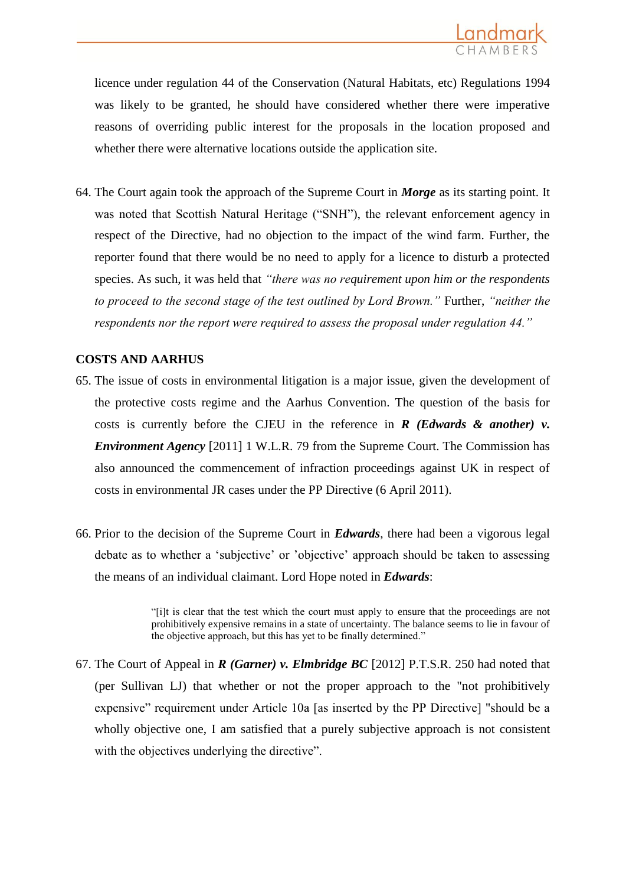licence under regulation 44 of the Conservation (Natural Habitats, etc) Regulations 1994 was likely to be granted, he should have considered whether there were imperative reasons of overriding public interest for the proposals in the location proposed and whether there were alternative locations outside the application site.

64. The Court again took the approach of the Supreme Court in ***Morge*** as its starting point. It was noted that Scottish Natural Heritage ("SNH"), the relevant enforcement agency in respect of the Directive, had no objection to the impact of the wind farm. Further, the reporter found that there would be no need to apply for a licence to disturb a protected species. As such, it was held that *"there was no requirement upon him or the respondents to proceed to the second stage of the test outlined by Lord Brown."* Further, *"neither the respondents nor the report were required to assess the proposal under regulation 44."*

**COSTS AND AARHUS**

65. The issue of costs in environmental litigation is a major issue, given the development of the protective costs regime and the Aarhus Convention. The question of the basis for costs is currently before the CJEU in the reference in ***R (Edwards & another) v. Environment Agency*** [2011] 1 W.L.R. 79 from the Supreme Court. The Commission has also announced the commencement of infraction proceedings against UK in respect of costs in environmental JR cases under the PP Directive (6 April 2011).

66. Prior to the decision of the Supreme Court in ***Edwards***, there had been a vigorous legal debate as to whether a 'subjective' or 'objective' approach should be taken to assessing the means of an individual claimant. Lord Hope noted in ***Edwards***:

> "[i]t is clear that the test which the court must apply to ensure that the proceedings are not prohibitively expensive remains in a state of uncertainty. The balance seems to lie in favour of the objective approach, but this has yet to be finally determined."

67. The Court of Appeal in ***R (Garner) v. Elmbridge BC*** [2012] P.T.S.R. 250 had noted that (per Sullivan LJ) that whether or not the proper approach to the "not prohibitively expensive" requirement under Article 10a [as inserted by the PP Directive] "should be a wholly objective one, I am satisfied that a purely subjective approach is not consistent with the objectives underlying the directive".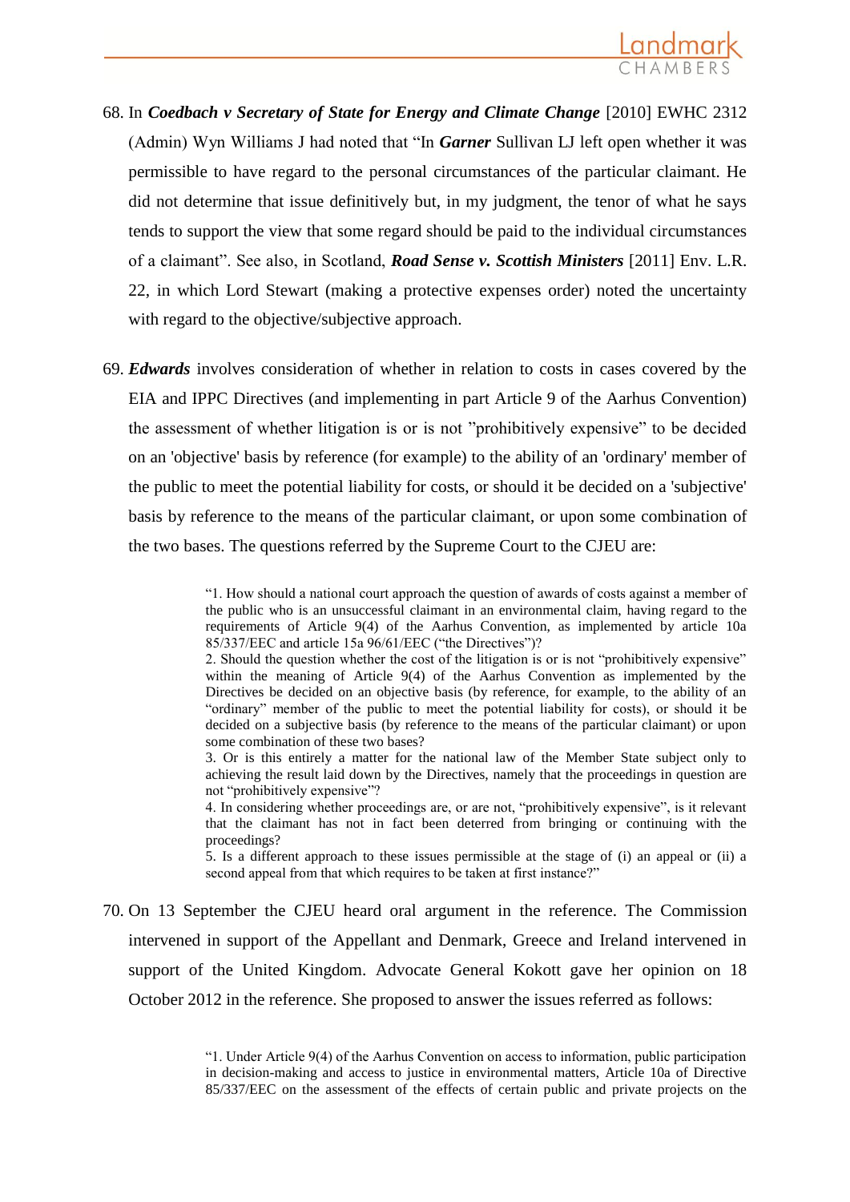68. In ***Coedbach v Secretary of State for Energy and Climate Change*** [2010] EWHC 2312 (Admin) Wyn Williams J had noted that "In ***Garner*** Sullivan LJ left open whether it was permissible to have regard to the personal circumstances of the particular claimant. He did not determine that issue definitively but, in my judgment, the tenor of what he says tends to support the view that some regard should be paid to the individual circumstances of a claimant". See also, in Scotland, ***Road Sense v. Scottish Ministers*** [2011] Env. L.R. 22, in which Lord Stewart (making a protective expenses order) noted the uncertainty with regard to the objective/subjective approach.

69. ***Edwards*** involves consideration of whether in relation to costs in cases covered by the EIA and IPPC Directives (and implementing in part Article 9 of the Aarhus Convention) the assessment of whether litigation is or is not "prohibitively expensive" to be decided on an 'objective' basis by reference (for example) to the ability of an 'ordinary' member of the public to meet the potential liability for costs, or should it be decided on a 'subjective' basis by reference to the means of the particular claimant, or upon some combination of the two bases. The questions referred by the Supreme Court to the CJEU are:

> "1. How should a national court approach the question of awards of costs against a member of the public who is an unsuccessful claimant in an environmental claim, having regard to the requirements of Article 9(4) of the Aarhus Convention, as implemented by article 10a 85/337/EEC and article 15a 96/61/EEC ("the Directives")?
>
> 2. Should the question whether the cost of the litigation is or is not "prohibitively expensive" within the meaning of Article 9(4) of the Aarhus Convention as implemented by the Directives be decided on an objective basis (by reference, for example, to the ability of an "ordinary" member of the public to meet the potential liability for costs), or should it be decided on a subjective basis (by reference to the means of the particular claimant) or upon some combination of these two bases?
>
> 3. Or is this entirely a matter for the national law of the Member State subject only to achieving the result laid down by the Directives, namely that the proceedings in question are not "prohibitively expensive"?
>
> 4. In considering whether proceedings are, or are not, "prohibitively expensive", is it relevant that the claimant has not in fact been deterred from bringing or continuing with the proceedings?
>
> 5. Is a different approach to these issues permissible at the stage of (i) an appeal or (ii) a second appeal from that which requires to be taken at first instance?"

70. On 13 September the CJEU heard oral argument in the reference. The Commission intervened in support of the Appellant and Denmark, Greece and Ireland intervened in support of the United Kingdom. Advocate General Kokott gave her opinion on 18 October 2012 in the reference. She proposed to answer the issues referred as follows:

> "1. Under Article 9(4) of the Aarhus Convention on access to information, public participation in decision-making and access to justice in environmental matters, Article 10a of Directive 85/337/EEC on the assessment of the effects of certain public and private projects on the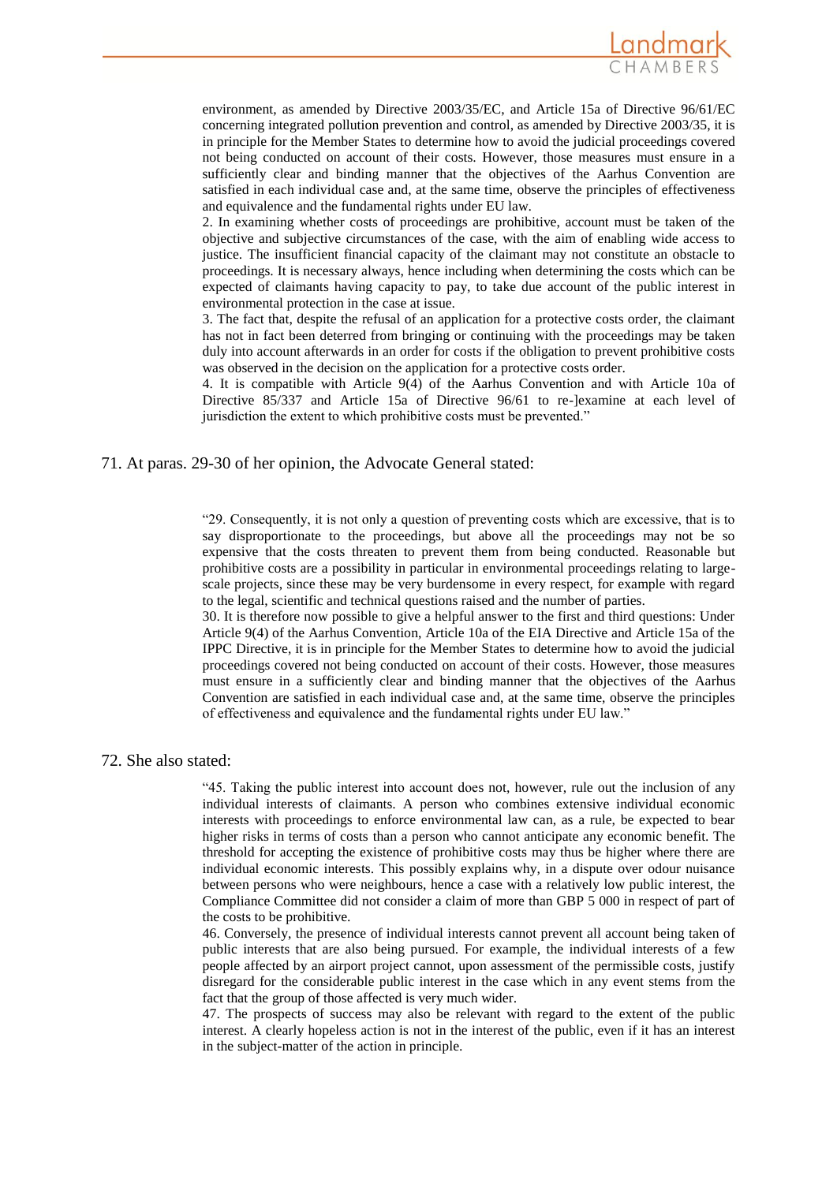> environment, as amended by Directive 2003/35/EC, and Article 15a of Directive 96/61/EC concerning integrated pollution prevention and control, as amended by Directive 2003/35, it is in principle for the Member States to determine how to avoid the judicial proceedings covered not being conducted on account of their costs. However, those measures must ensure in a sufficiently clear and binding manner that the objectives of the Aarhus Convention are satisfied in each individual case and, at the same time, observe the principles of effectiveness and equivalence and the fundamental rights under EU law.
>
> 2. In examining whether costs of proceedings are prohibitive, account must be taken of the objective and subjective circumstances of the case, with the aim of enabling wide access to justice. The insufficient financial capacity of the claimant may not constitute an obstacle to proceedings. It is necessary always, hence including when determining the costs which can be expected of claimants having capacity to pay, to take due account of the public interest in environmental protection in the case at issue.
>
> 3. The fact that, despite the refusal of an application for a protective costs order, the claimant has not in fact been deterred from bringing or continuing with the proceedings may be taken duly into account afterwards in an order for costs if the obligation to prevent prohibitive costs was observed in the decision on the application for a protective costs order.
>
> 4. It is compatible with Article 9(4) of the Aarhus Convention and with Article 10a of Directive 85/337 and Article 15a of Directive 96/61 to re-]examine at each level of jurisdiction the extent to which prohibitive costs must be prevented."

71. At paras. 29-30 of her opinion, the Advocate General stated:

> "29. Consequently, it is not only a question of preventing costs which are excessive, that is to say disproportionate to the proceedings, but above all the proceedings may not be so expensive that the costs threaten to prevent them from being conducted. Reasonable but prohibitive costs are a possibility in particular in environmental proceedings relating to large-scale projects, since these may be very burdensome in every respect, for example with regard to the legal, scientific and technical questions raised and the number of parties.
>
> 30. It is therefore now possible to give a helpful answer to the first and third questions: Under Article 9(4) of the Aarhus Convention, Article 10a of the EIA Directive and Article 15a of the IPPC Directive, it is in principle for the Member States to determine how to avoid the judicial proceedings covered not being conducted on account of their costs. However, those measures must ensure in a sufficiently clear and binding manner that the objectives of the Aarhus Convention are satisfied in each individual case and, at the same time, observe the principles of effectiveness and equivalence and the fundamental rights under EU law."

72. She also stated:

> "45. Taking the public interest into account does not, however, rule out the inclusion of any individual interests of claimants. A person who combines extensive individual economic interests with proceedings to enforce environmental law can, as a rule, be expected to bear higher risks in terms of costs than a person who cannot anticipate any economic benefit. The threshold for accepting the existence of prohibitive costs may thus be higher where there are individual economic interests. This possibly explains why, in a dispute over odour nuisance between persons who were neighbours, hence a case with a relatively low public interest, the Compliance Committee did not consider a claim of more than GBP 5 000 in respect of part of the costs to be prohibitive.
>
> 46. Conversely, the presence of individual interests cannot prevent all account being taken of public interests that are also being pursued. For example, the individual interests of a few people affected by an airport project cannot, upon assessment of the permissible costs, justify disregard for the considerable public interest in the case which in any event stems from the fact that the group of those affected is very much wider.
>
> 47. The prospects of success may also be relevant with regard to the extent of the public interest. A clearly hopeless action is not in the interest of the public, even if it has an interest in the subject-matter of the action in principle.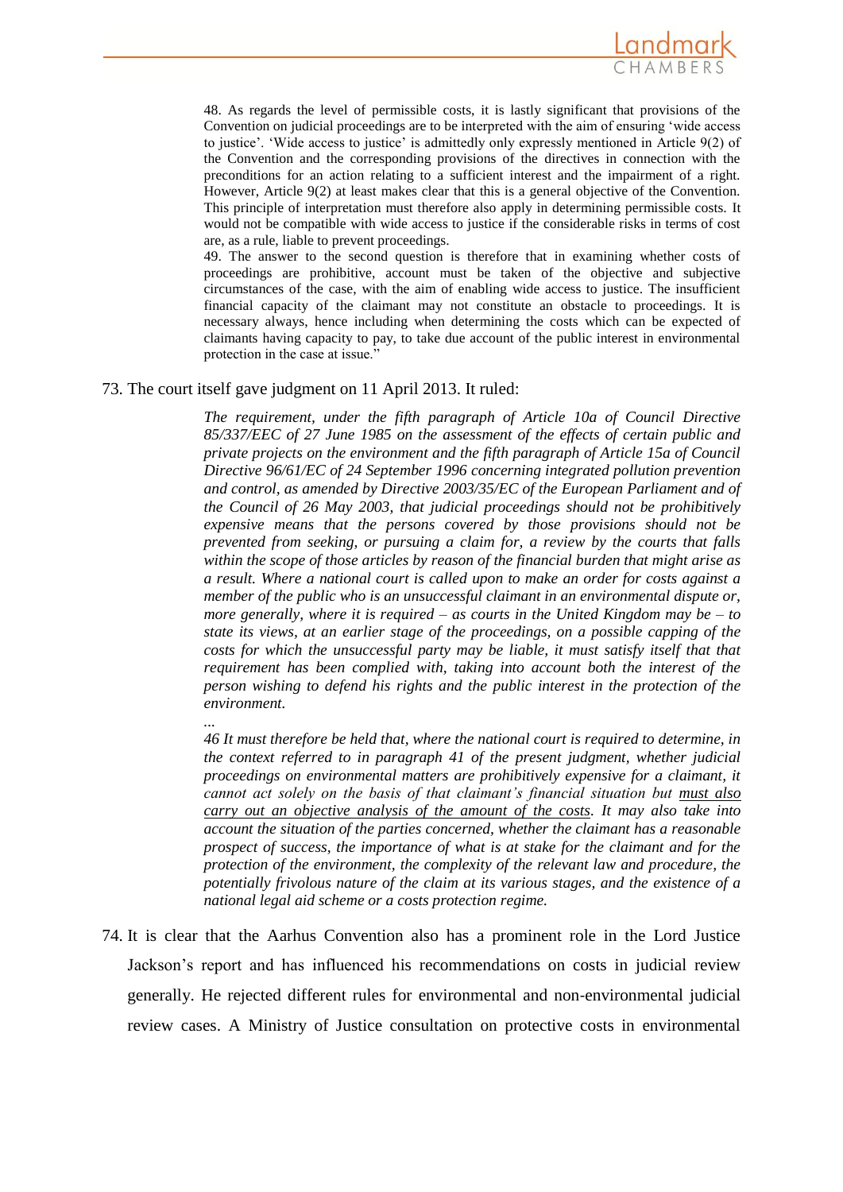> 48. As regards the level of permissible costs, it is lastly significant that provisions of the Convention on judicial proceedings are to be interpreted with the aim of ensuring 'wide access to justice'. 'Wide access to justice' is admittedly only expressly mentioned in Article 9(2) of the Convention and the corresponding provisions of the directives in connection with the preconditions for an action relating to a sufficient interest and the impairment of a right. However, Article 9(2) at least makes clear that this is a general objective of the Convention. This principle of interpretation must therefore also apply in determining permissible costs. It would not be compatible with wide access to justice if the considerable risks in terms of cost are, as a rule, liable to prevent proceedings.
>
> 49. The answer to the second question is therefore that in examining whether costs of proceedings are prohibitive, account must be taken of the objective and subjective circumstances of the case, with the aim of enabling wide access to justice. The insufficient financial capacity of the claimant may not constitute an obstacle to proceedings. It is necessary always, hence including when determining the costs which can be expected of claimants having capacity to pay, to take due account of the public interest in environmental protection in the case at issue."

73. The court itself gave judgment on 11 April 2013. It ruled:

> *The requirement, under the fifth paragraph of Article 10a of Council Directive 85/337/EEC of 27 June 1985 on the assessment of the effects of certain public and private projects on the environment and the fifth paragraph of Article 15a of Council Directive 96/61/EC of 24 September 1996 concerning integrated pollution prevention and control, as amended by Directive 2003/35/EC of the European Parliament and of the Council of 26 May 2003, that judicial proceedings should not be prohibitively expensive means that the persons covered by those provisions should not be prevented from seeking, or pursuing a claim for, a review by the courts that falls within the scope of those articles by reason of the financial burden that might arise as a result. Where a national court is called upon to make an order for costs against a member of the public who is an unsuccessful claimant in an environmental dispute or, more generally, where it is required – as courts in the United Kingdom may be – to state its views, at an earlier stage of the proceedings, on a possible capping of the costs for which the unsuccessful party may be liable, it must satisfy itself that that requirement has been complied with, taking into account both the interest of the person wishing to defend his rights and the public interest in the protection of the environment.*
>
> *...*
>
> *46 It must therefore be held that, where the national court is required to determine, in the context referred to in paragraph 41 of the present judgment, whether judicial proceedings on environmental matters are prohibitively expensive for a claimant, it cannot act solely on the basis of that claimant's financial situation but <u>must also carry out an objective analysis of the amount of the costs</u>. It may also take into account the situation of the parties concerned, whether the claimant has a reasonable prospect of success, the importance of what is at stake for the claimant and for the protection of the environment, the complexity of the relevant law and procedure, the potentially frivolous nature of the claim at its various stages, and the existence of a national legal aid scheme or a costs protection regime.*

74. It is clear that the Aarhus Convention also has a prominent role in the Lord Justice Jackson's report and has influenced his recommendations on costs in judicial review generally. He rejected different rules for environmental and non-environmental judicial review cases. A Ministry of Justice consultation on protective costs in environmental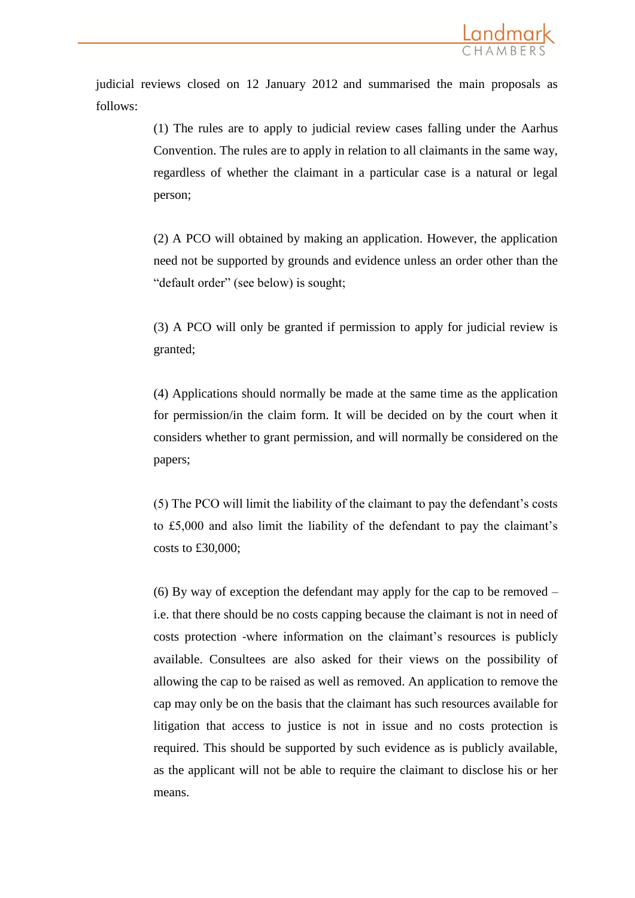judicial reviews closed on 12 January 2012 and summarised the main proposals as follows:

> (1) The rules are to apply to judicial review cases falling under the Aarhus Convention. The rules are to apply in relation to all claimants in the same way, regardless of whether the claimant in a particular case is a natural or legal person;
>
> (2) A PCO will obtained by making an application. However, the application need not be supported by grounds and evidence unless an order other than the "default order" (see below) is sought;
>
> (3) A PCO will only be granted if permission to apply for judicial review is granted;
>
> (4) Applications should normally be made at the same time as the application for permission/in the claim form. It will be decided on by the court when it considers whether to grant permission, and will normally be considered on the papers;
>
> (5) The PCO will limit the liability of the claimant to pay the defendant's costs to £5,000 and also limit the liability of the defendant to pay the claimant's costs to £30,000;
>
> (6) By way of exception the defendant may apply for the cap to be removed – i.e. that there should be no costs capping because the claimant is not in need of costs protection -where information on the claimant's resources is publicly available. Consultees are also asked for their views on the possibility of allowing the cap to be raised as well as removed. An application to remove the cap may only be on the basis that the claimant has such resources available for litigation that access to justice is not in issue and no costs protection is required. This should be supported by such evidence as is publicly available, as the applicant will not be able to require the claimant to disclose his or her means.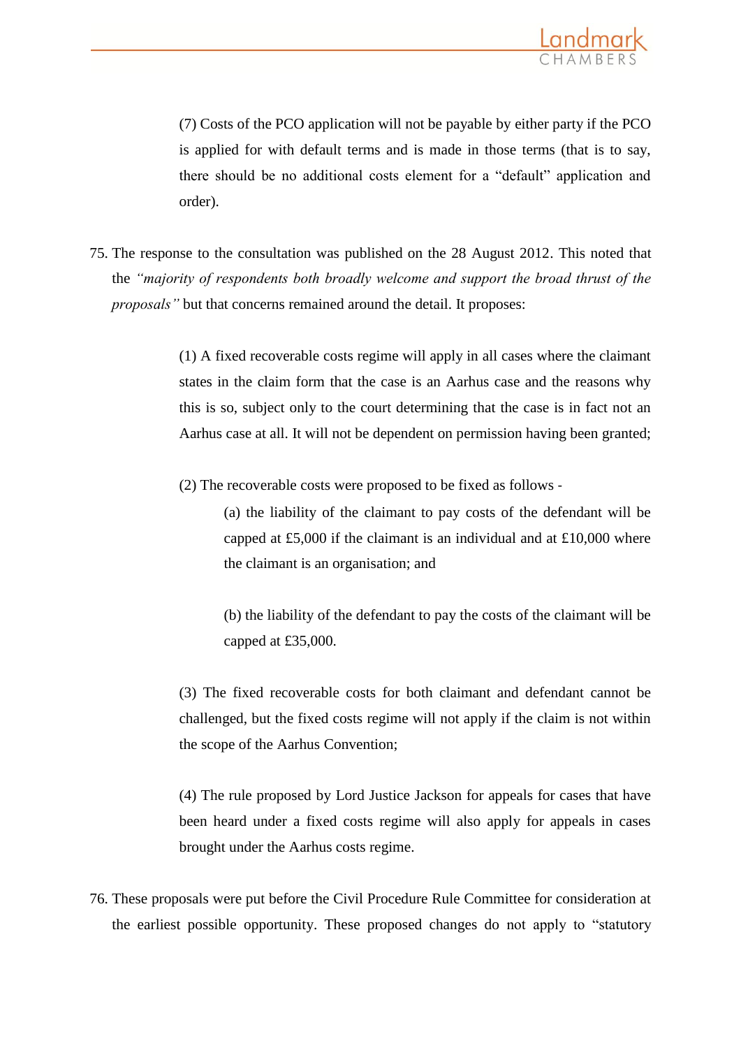(7) Costs of the PCO application will not be payable by either party if the PCO is applied for with default terms and is made in those terms (that is to say, there should be no additional costs element for a "default" application and order).

75. The response to the consultation was published on the 28 August 2012. This noted that the *"majority of respondents both broadly welcome and support the broad thrust of the proposals"* but that concerns remained around the detail. It proposes:

> (1) A fixed recoverable costs regime will apply in all cases where the claimant states in the claim form that the case is an Aarhus case and the reasons why this is so, subject only to the court determining that the case is in fact not an Aarhus case at all. It will not be dependent on permission having been granted;
>
> (2) The recoverable costs were proposed to be fixed as follows -
>
> > (a) the liability of the claimant to pay costs of the defendant will be capped at £5,000 if the claimant is an individual and at £10,000 where the claimant is an organisation; and
> >
> > (b) the liability of the defendant to pay the costs of the claimant will be capped at £35,000.
>
> (3) The fixed recoverable costs for both claimant and defendant cannot be challenged, but the fixed costs regime will not apply if the claim is not within the scope of the Aarhus Convention;
>
> (4) The rule proposed by Lord Justice Jackson for appeals for cases that have been heard under a fixed costs regime will also apply for appeals in cases brought under the Aarhus costs regime.

76. These proposals were put before the Civil Procedure Rule Committee for consideration at the earliest possible opportunity. These proposed changes do not apply to "statutory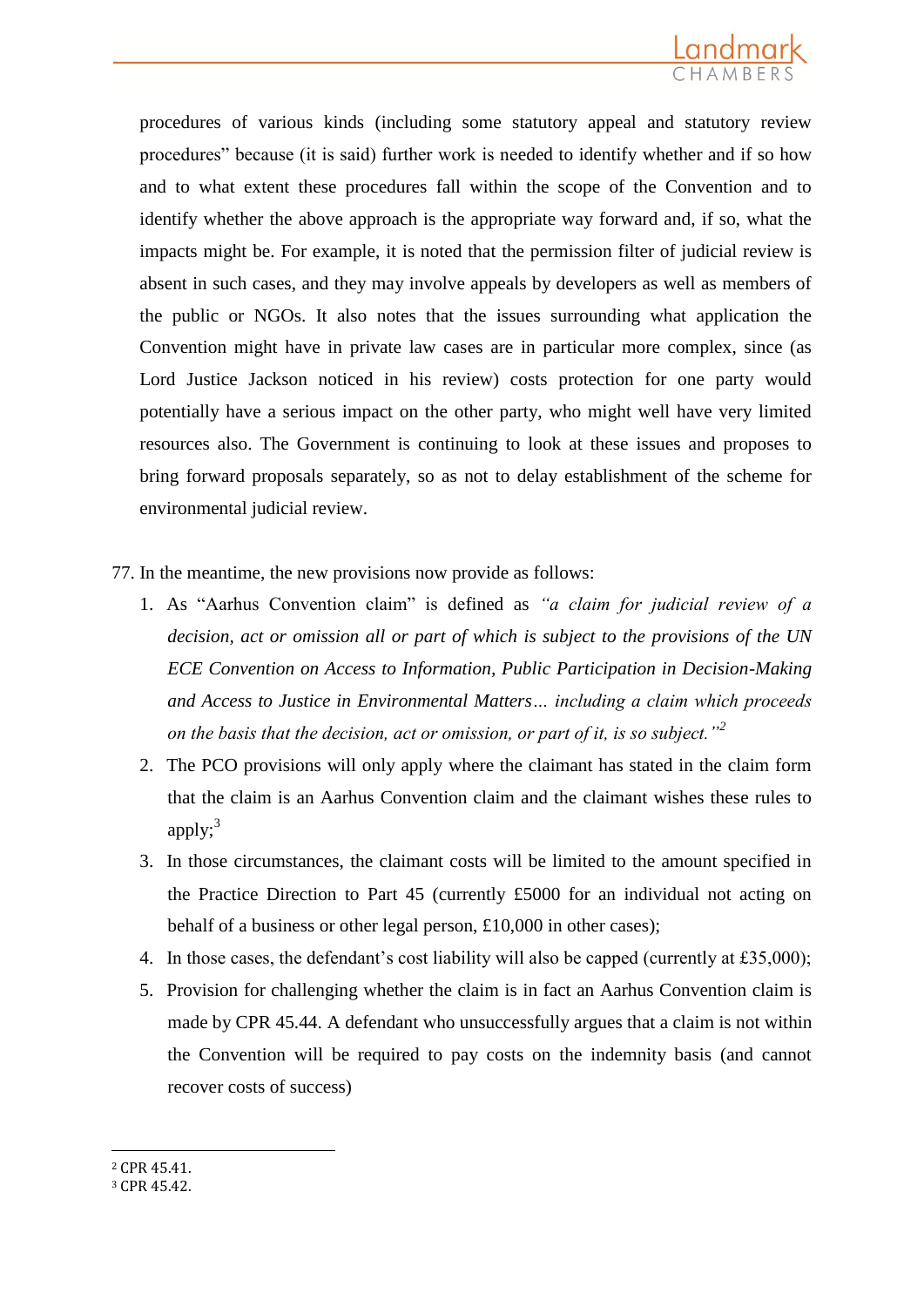procedures of various kinds (including some statutory appeal and statutory review procedures" because (it is said) further work is needed to identify whether and if so how and to what extent these procedures fall within the scope of the Convention and to identify whether the above approach is the appropriate way forward and, if so, what the impacts might be. For example, it is noted that the permission filter of judicial review is absent in such cases, and they may involve appeals by developers as well as members of the public or NGOs. It also notes that the issues surrounding what application the Convention might have in private law cases are in particular more complex, since (as Lord Justice Jackson noticed in his review) costs protection for one party would potentially have a serious impact on the other party, who might well have very limited resources also. The Government is continuing to look at these issues and proposes to bring forward proposals separately, so as not to delay establishment of the scheme for environmental judicial review.

77. In the meantime, the new provisions now provide as follows:

1. As "Aarhus Convention claim" is defined as *"a claim for judicial review of a decision, act or omission all or part of which is subject to the provisions of the UN ECE Convention on Access to Information, Public Participation in Decision-Making and Access to Justice in Environmental Matters… including a claim which proceeds on the basis that the decision, act or omission, or part of it, is so subject."*[2]
2. The PCO provisions will only apply where the claimant has stated in the claim form that the claim is an Aarhus Convention claim and the claimant wishes these rules to apply;[3]
3. In those circumstances, the claimant costs will be limited to the amount specified in the Practice Direction to Part 45 (currently £5000 for an individual not acting on behalf of a business or other legal person, £10,000 in other cases);
4. In those cases, the defendant's cost liability will also be capped (currently at £35,000);
5. Provision for challenging whether the claim is in fact an Aarhus Convention claim is made by CPR 45.44. A defendant who unsuccessfully argues that a claim is not within the Convention will be required to pay costs on the indemnity basis (and cannot recover costs of success)

---

[2] CPR 45.41.

[3] CPR 45.42.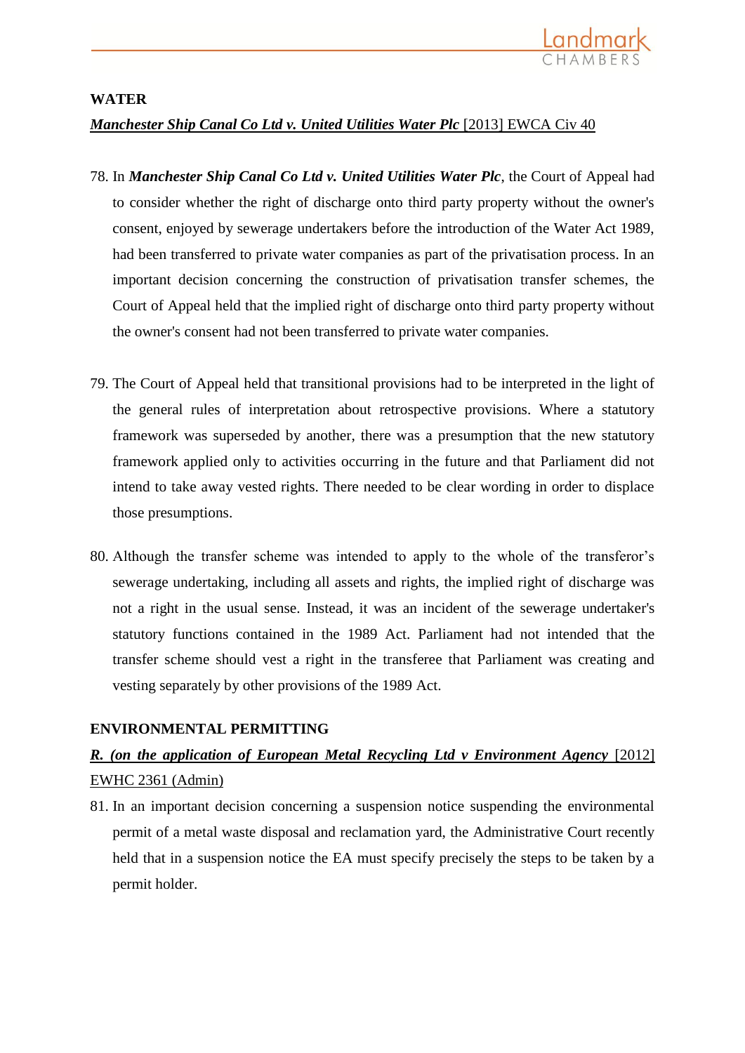**WATER**

***Manchester Ship Canal Co Ltd v. United Utilities Water Plc*** [2013] EWCA Civ 40

78. In ***Manchester Ship Canal Co Ltd v. United Utilities Water Plc***, the Court of Appeal had to consider whether the right of discharge onto third party property without the owner's consent, enjoyed by sewerage undertakers before the introduction of the Water Act 1989, had been transferred to private water companies as part of the privatisation process. In an important decision concerning the construction of privatisation transfer schemes, the Court of Appeal held that the implied right of discharge onto third party property without the owner's consent had not been transferred to private water companies.

79. The Court of Appeal held that transitional provisions had to be interpreted in the light of the general rules of interpretation about retrospective provisions. Where a statutory framework was superseded by another, there was a presumption that the new statutory framework applied only to activities occurring in the future and that Parliament did not intend to take away vested rights. There needed to be clear wording in order to displace those presumptions.

80. Although the transfer scheme was intended to apply to the whole of the transferor's sewerage undertaking, including all assets and rights, the implied right of discharge was not a right in the usual sense. Instead, it was an incident of the sewerage undertaker's statutory functions contained in the 1989 Act. Parliament had not intended that the transfer scheme should vest a right in the transferee that Parliament was creating and vesting separately by other provisions of the 1989 Act.

**ENVIRONMENTAL PERMITTING**

***R. (on the application of European Metal Recycling Ltd v Environment Agency*** [2012] EWHC 2361 (Admin)

81. In an important decision concerning a suspension notice suspending the environmental permit of a metal waste disposal and reclamation yard, the Administrative Court recently held that in a suspension notice the EA must specify precisely the steps to be taken by a permit holder.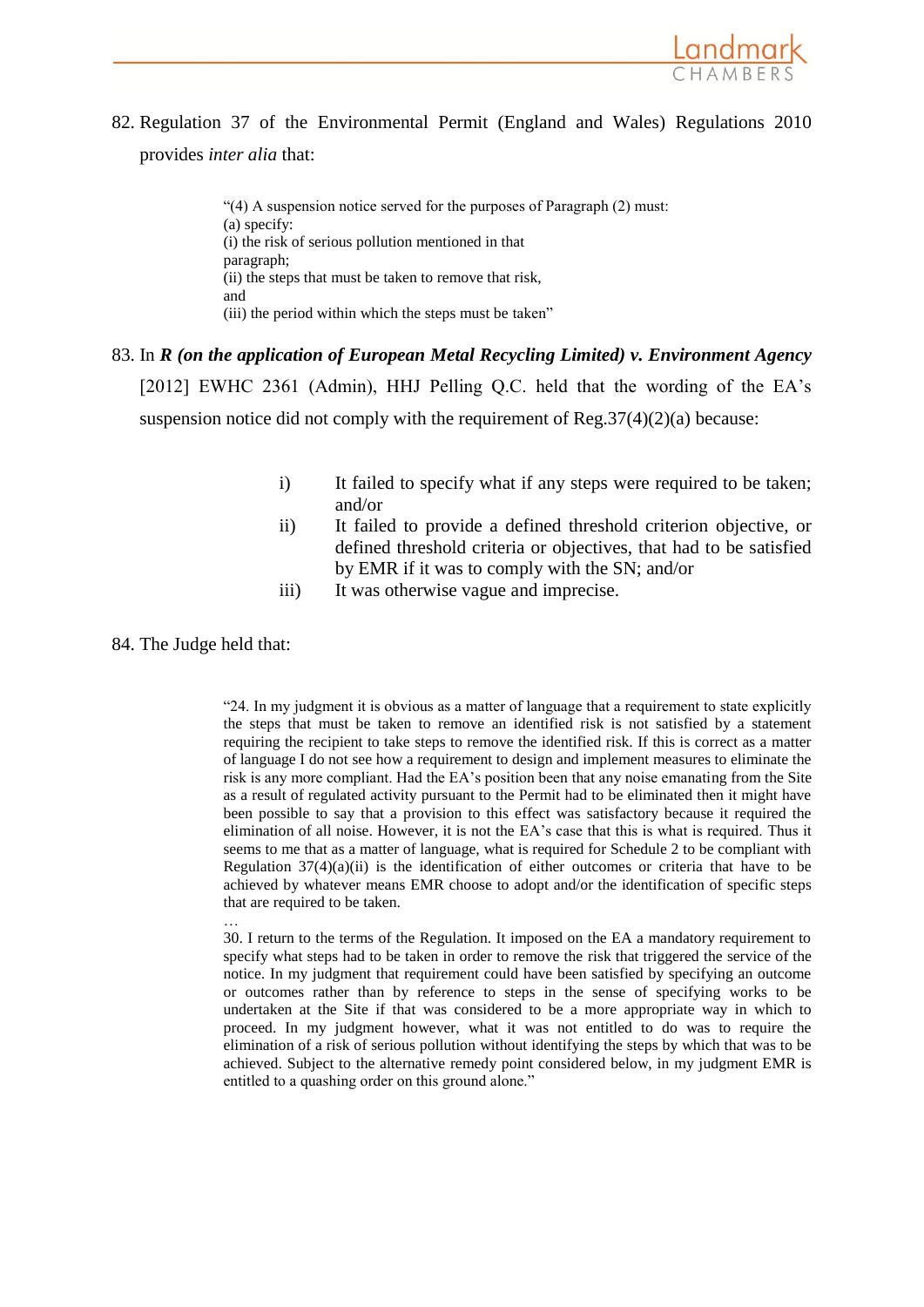82. Regulation 37 of the Environmental Permit (England and Wales) Regulations 2010 provides *inter alia* that:

> "(4) A suspension notice served for the purposes of Paragraph (2) must:
> (a) specify:
> (i) the risk of serious pollution mentioned in that paragraph;
> (ii) the steps that must be taken to remove that risk, and
> (iii) the period within which the steps must be taken"

83. In ***R (on the application of European Metal Recycling Limited) v. Environment Agency*** [2012] EWHC 2361 (Admin), HHJ Pelling Q.C. held that the wording of the EA's suspension notice did not comply with the requirement of Reg.37(4)(2)(a) because:

> i) It failed to specify what if any steps were required to be taken; and/or
>
> ii) It failed to provide a defined threshold criterion objective, or defined threshold criteria or objectives, that had to be satisfied by EMR if it was to comply with the SN; and/or
>
> iii) It was otherwise vague and imprecise.

84. The Judge held that:

> "24. In my judgment it is obvious as a matter of language that a requirement to state explicitly the steps that must be taken to remove an identified risk is not satisfied by a statement requiring the recipient to take steps to remove the identified risk. If this is correct as a matter of language I do not see how a requirement to design and implement measures to eliminate the risk is any more compliant. Had the EA's position been that any noise emanating from the Site as a result of regulated activity pursuant to the Permit had to be eliminated then it might have been possible to say that a provision to this effect was satisfactory because it required the elimination of all noise. However, it is not the EA's case that this is what is required. Thus it seems to me that as a matter of language, what is required for Schedule 2 to be compliant with Regulation 37(4)(a)(ii) is the identification of either outcomes or criteria that have to be achieved by whatever means EMR choose to adopt and/or the identification of specific steps that are required to be taken.
>
> …
>
> 30. I return to the terms of the Regulation. It imposed on the EA a mandatory requirement to specify what steps had to be taken in order to remove the risk that triggered the service of the notice. In my judgment that requirement could have been satisfied by specifying an outcome or outcomes rather than by reference to steps in the sense of specifying works to be undertaken at the Site if that was considered to be a more appropriate way in which to proceed. In my judgment however, what it was not entitled to do was to require the elimination of a risk of serious pollution without identifying the steps by which that was to be achieved. Subject to the alternative remedy point considered below, in my judgment EMR is entitled to a quashing order on this ground alone."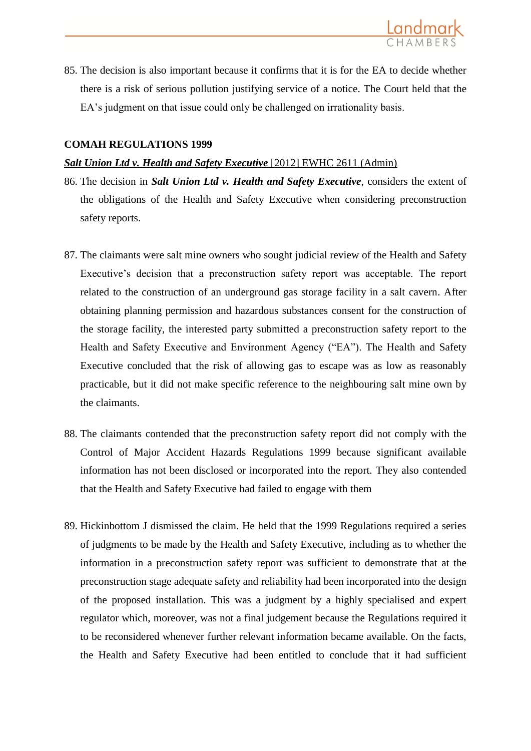85. The decision is also important because it confirms that it is for the EA to decide whether there is a risk of serious pollution justifying service of a notice. The Court held that the EA's judgment on that issue could only be challenged on irrationality basis.

**COMAH REGULATIONS 1999**

***Salt Union Ltd v. Health and Safety Executive*** [2012] EWHC 2611 (Admin)

86. The decision in ***Salt Union Ltd v. Health and Safety Executive***, considers the extent of the obligations of the Health and Safety Executive when considering preconstruction safety reports.

87. The claimants were salt mine owners who sought judicial review of the Health and Safety Executive's decision that a preconstruction safety report was acceptable. The report related to the construction of an underground gas storage facility in a salt cavern. After obtaining planning permission and hazardous substances consent for the construction of the storage facility, the interested party submitted a preconstruction safety report to the Health and Safety Executive and Environment Agency ("EA"). The Health and Safety Executive concluded that the risk of allowing gas to escape was as low as reasonably practicable, but it did not make specific reference to the neighbouring salt mine own by the claimants.

88. The claimants contended that the preconstruction safety report did not comply with the Control of Major Accident Hazards Regulations 1999 because significant available information has not been disclosed or incorporated into the report. They also contended that the Health and Safety Executive had failed to engage with them

89. Hickinbottom J dismissed the claim. He held that the 1999 Regulations required a series of judgments to be made by the Health and Safety Executive, including as to whether the information in a preconstruction safety report was sufficient to demonstrate that at the preconstruction stage adequate safety and reliability had been incorporated into the design of the proposed installation. This was a judgment by a highly specialised and expert regulator which, moreover, was not a final judgement because the Regulations required it to be reconsidered whenever further relevant information became available. On the facts, the Health and Safety Executive had been entitled to conclude that it had sufficient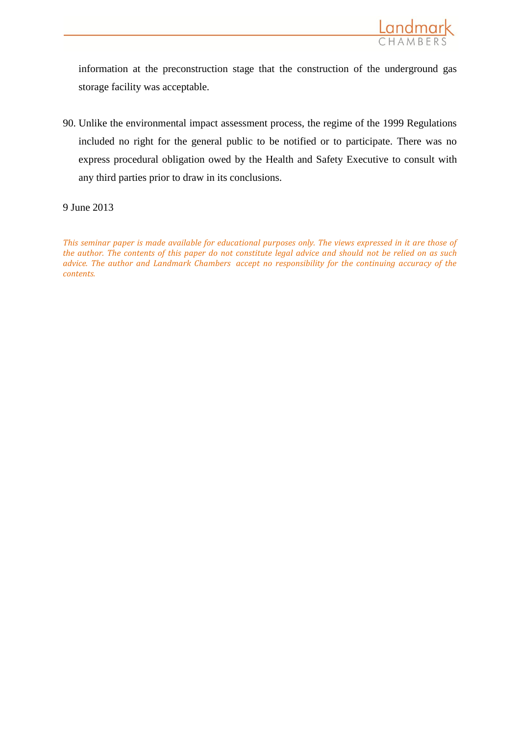information at the preconstruction stage that the construction of the underground gas storage facility was acceptable.

90. Unlike the environmental impact assessment process, the regime of the 1999 Regulations included no right for the general public to be notified or to participate. There was no express procedural obligation owed by the Health and Safety Executive to consult with any third parties prior to draw in its conclusions.

9 June 2013

*This seminar paper is made available for educational purposes only. The views expressed in it are those of the author. The contents of this paper do not constitute legal advice and should not be relied on as such advice. The author and Landmark Chambers accept no responsibility for the continuing accuracy of the contents.*